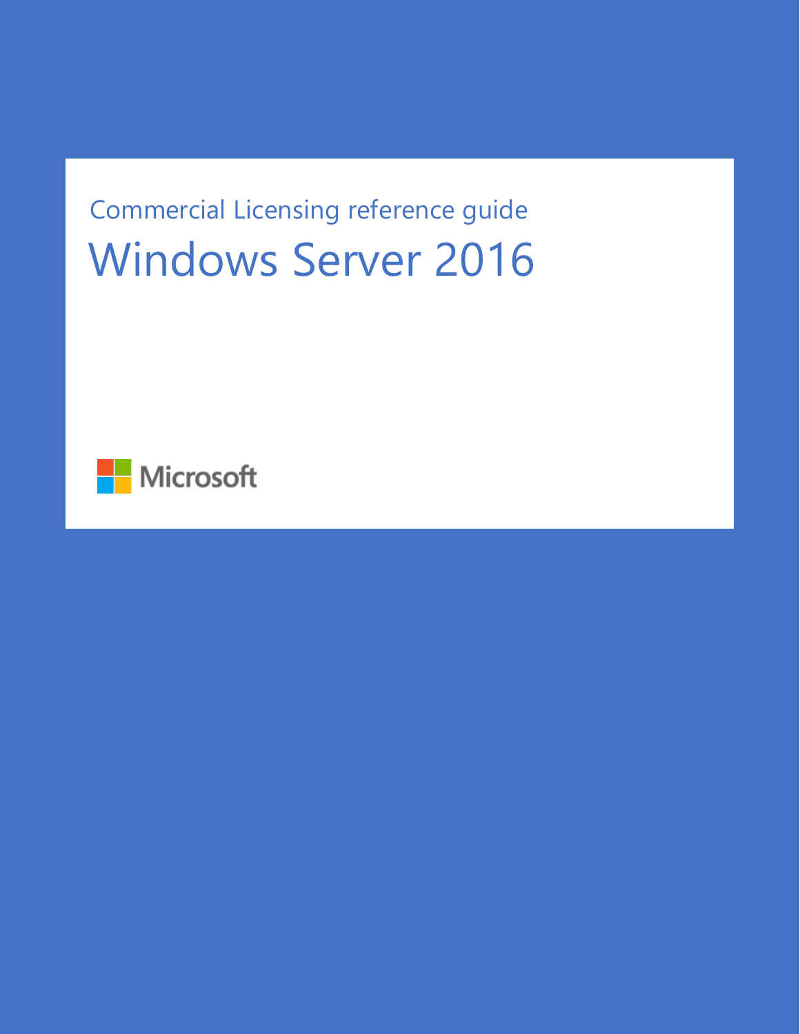Commercial Licensing reference guide

# Windows Server 2016

Microsoft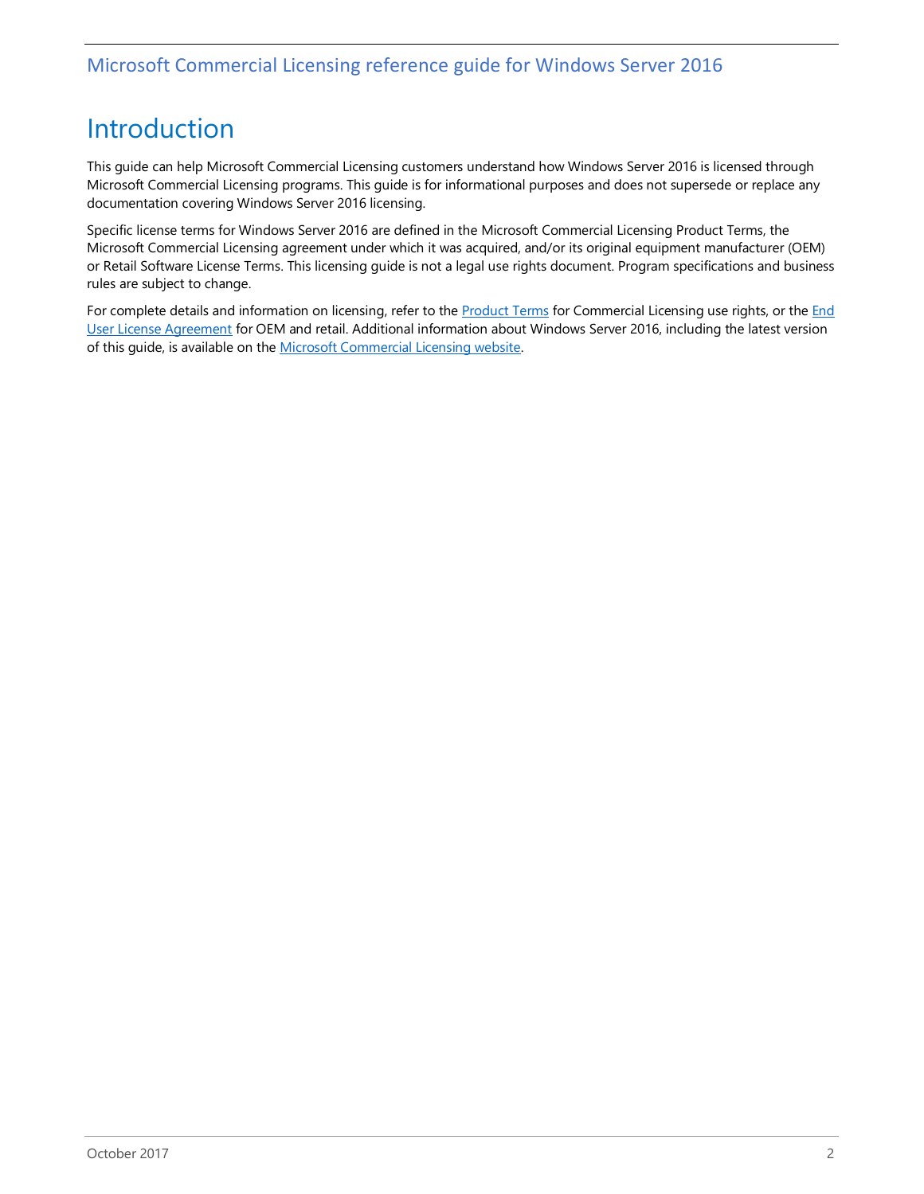# Introduction

This guide can help Microsoft Commercial Licensing customers understand how Windows Server 2016 is licensed through Microsoft Commercial Licensing programs. This guide is for informational purposes and does not supersede or replace any documentation covering Windows Server 2016 licensing.

Specific license terms for Windows Server 2016 are defined in the Microsoft Commercial Licensing Product Terms, the Microsoft Commercial Licensing agreement under which it was acquired, and/or its original equipment manufacturer (OEM) or Retail Software License Terms. This licensing guide is not a legal use rights document. Program specifications and business rules are subject to change.

For complete details and information on licensing, refer to the Product Terms for Commercial Licensing use rights, or the End User License Agreement for OEM and retail. Additional information about Windows Server 2016, including the latest version of this guide, is available on the Microsoft Commercial Licensing website.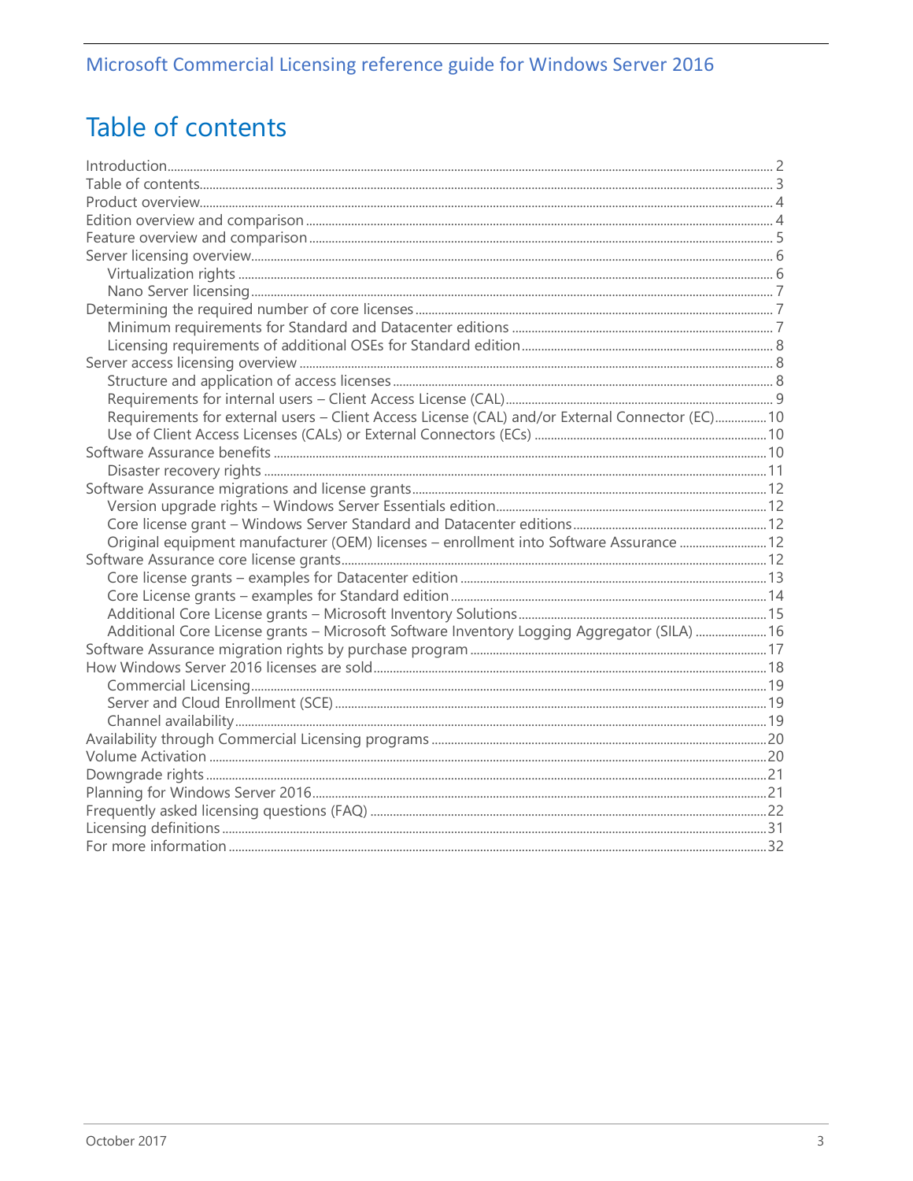# Table of contents

- Introduction ........ 2
- Table of contents ........ 3
- Product overview ........ 4
- Edition overview and comparison ........ 4
- Feature overview and comparison ........ 5
- Server licensing overview ........ 6
  - Virtualization rights ........ 6
  - Nano Server licensing ........ 7
- Determining the required number of core licenses ........ 7
  - Minimum requirements for Standard and Datacenter editions ........ 7
  - Licensing requirements of additional OSEs for Standard edition ........ 8
- Server access licensing overview ........ 8
  - Structure and application of access licenses ........ 8
  - Requirements for internal users – Client Access License (CAL) ........ 9
  - Requirements for external users – Client Access License (CAL) and/or External Connector (EC) ........ 10
  - Use of Client Access Licenses (CALs) or External Connectors (ECs) ........ 10
- Software Assurance benefits ........ 10
  - Disaster recovery rights ........ 11
- Software Assurance migrations and license grants ........ 12
  - Version upgrade rights – Windows Server Essentials edition ........ 12
  - Core license grant – Windows Server Standard and Datacenter editions ........ 12
  - Original equipment manufacturer (OEM) licenses – enrollment into Software Assurance ........ 12
- Software Assurance core license grants ........ 12
  - Core license grants – examples for Datacenter edition ........ 13
  - Core License grants – examples for Standard edition ........ 14
  - Additional Core License grants – Microsoft Inventory Solutions ........ 15
  - Additional Core License grants – Microsoft Software Inventory Logging Aggregator (SILA) ........ 16
- Software Assurance migration rights by purchase program ........ 17
- How Windows Server 2016 licenses are sold ........ 18
  - Commercial Licensing ........ 19
  - Server and Cloud Enrollment (SCE) ........ 19
  - Channel availability ........ 19
- Availability through Commercial Licensing programs ........ 20
- Volume Activation ........ 20
- Downgrade rights ........ 21
- Planning for Windows Server 2016 ........ 21
- Frequently asked licensing questions (FAQ) ........ 22
- Licensing definitions ........ 31
- For more information ........ 32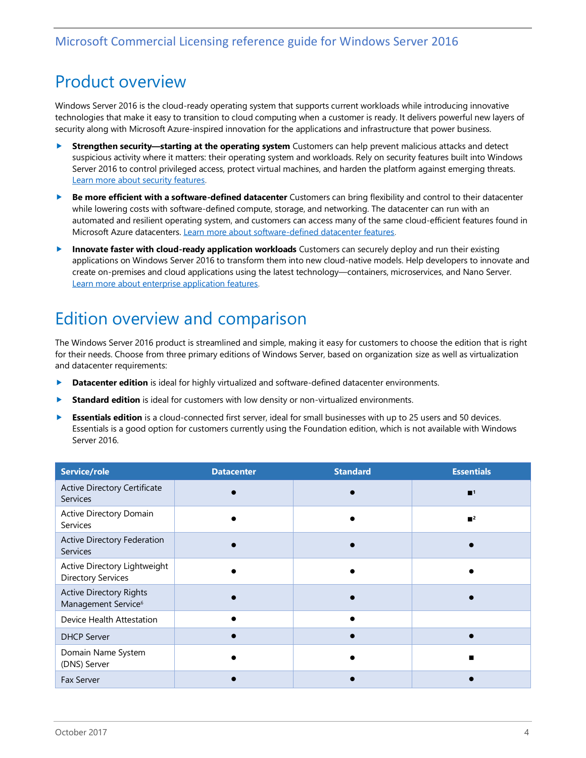# Product overview

Windows Server 2016 is the cloud-ready operating system that supports current workloads while introducing innovative technologies that make it easy to transition to cloud computing when a customer is ready. It delivers powerful new layers of security along with Microsoft Azure-inspired innovation for the applications and infrastructure that power business.

- **Strengthen security—starting at the operating system** Customers can help prevent malicious attacks and detect suspicious activity where it matters: their operating system and workloads. Rely on security features built into Windows Server 2016 to control privileged access, protect virtual machines, and harden the platform against emerging threats. Learn more about security features.
- **Be more efficient with a software-defined datacenter** Customers can bring flexibility and control to their datacenter while lowering costs with software-defined compute, storage, and networking. The datacenter can run with an automated and resilient operating system, and customers can access many of the same cloud-efficient features found in Microsoft Azure datacenters. Learn more about software-defined datacenter features.
- **Innovate faster with cloud-ready application workloads** Customers can securely deploy and run their existing applications on Windows Server 2016 to transform them into new cloud-native models. Help developers to innovate and create on-premises and cloud applications using the latest technology—containers, microservices, and Nano Server. Learn more about enterprise application features.

# Edition overview and comparison

The Windows Server 2016 product is streamlined and simple, making it easy for customers to choose the edition that is right for their needs. Choose from three primary editions of Windows Server, based on organization size as well as virtualization and datacenter requirements:

- **Datacenter edition** is ideal for highly virtualized and software-defined datacenter environments.
- **Standard edition** is ideal for customers with low density or non-virtualized environments.
- **Essentials edition** is a cloud-connected first server, ideal for small businesses with up to 25 users and 50 devices. Essentials is a good option for customers currently using the Foundation edition, which is not available with Windows Server 2016.

| Service/role | Datacenter | Standard | Essentials |
|---|---|---|---|
| Active Directory Certificate Services | ● | ● | ■[1] |
| Active Directory Domain Services | ● | ● | ■[2] |
| Active Directory Federation Services | ● | ● | ● |
| Active Directory Lightweight Directory Services | ● | ● | ● |
| Active Directory Rights Management Service[6] | ● | ● | ● |
| Device Health Attestation | ● | ● | |
| DHCP Server | ● | ● | ● |
| Domain Name System (DNS) Server | ● | ● | ■ |
| Fax Server | ● | ● | ● |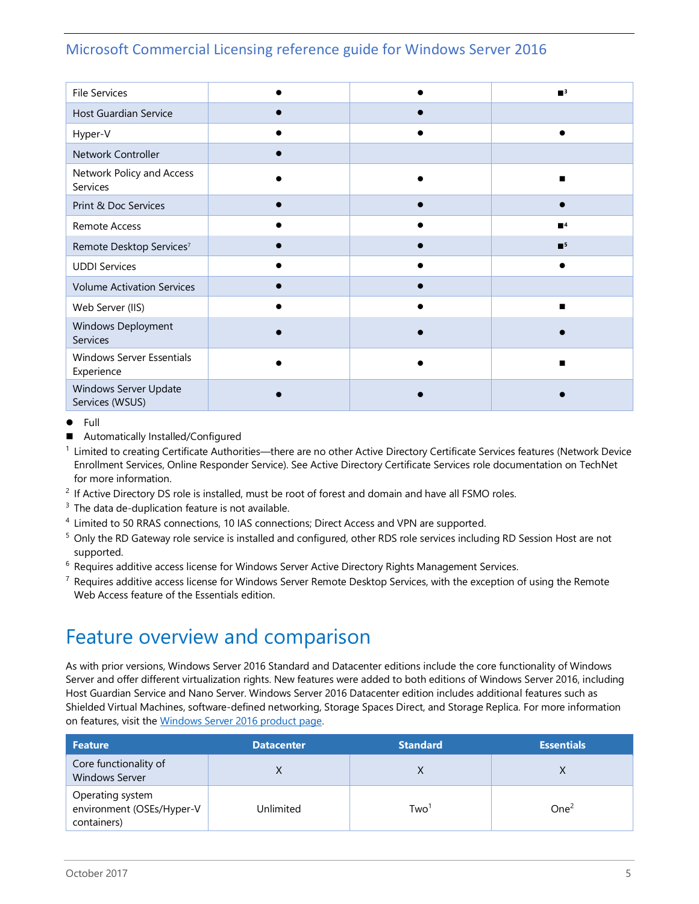| | | | |
|---|---|---|---|
| File Services | ● | ● | ■[3] |
| Host Guardian Service | ● | ● | |
| Hyper-V | ● | ● | ● |
| Network Controller | ● | | |
| Network Policy and Access Services | ● | ● | ■ |
| Print & Doc Services | ● | ● | ● |
| Remote Access | ● | ● | ■[4] |
| Remote Desktop Services[7] | ● | ● | ■[5] |
| UDDI Services | ● | ● | ● |
| Volume Activation Services | ● | ● | |
| Web Server (IIS) | ● | ● | ■ |
| Windows Deployment Services | ● | ● | ● |
| Windows Server Essentials Experience | ● | ● | ■ |
| Windows Server Update Services (WSUS) | ● | ● | ● |

● Full

■ Automatically Installed/Configured

[1] Limited to creating Certificate Authorities—there are no other Active Directory Certificate Services features (Network Device Enrollment Services, Online Responder Service). See Active Directory Certificate Services role documentation on TechNet for more information.

[2] If Active Directory DS role is installed, must be root of forest and domain and have all FSMO roles.

[3] The data de-duplication feature is not available.

[4] Limited to 50 RRAS connections, 10 IAS connections; Direct Access and VPN are supported.

[5] Only the RD Gateway role service is installed and configured, other RDS role services including RD Session Host are not supported.

[6] Requires additive access license for Windows Server Active Directory Rights Management Services.

[7] Requires additive access license for Windows Server Remote Desktop Services, with the exception of using the Remote Web Access feature of the Essentials edition.

# Feature overview and comparison

As with prior versions, Windows Server 2016 Standard and Datacenter editions include the core functionality of Windows Server and offer different virtualization rights. New features were added to both editions of Windows Server 2016, including Host Guardian Service and Nano Server. Windows Server 2016 Datacenter edition includes additional features such as Shielded Virtual Machines, software-defined networking, Storage Spaces Direct, and Storage Replica. For more information on features, visit the Windows Server 2016 product page.

| Feature | Datacenter | Standard | Essentials |
|---|---|---|---|
| Core functionality of Windows Server | X | X | X |
| Operating system environment (OSEs/Hyper-V containers) | Unlimited | Two[1] | One[2] |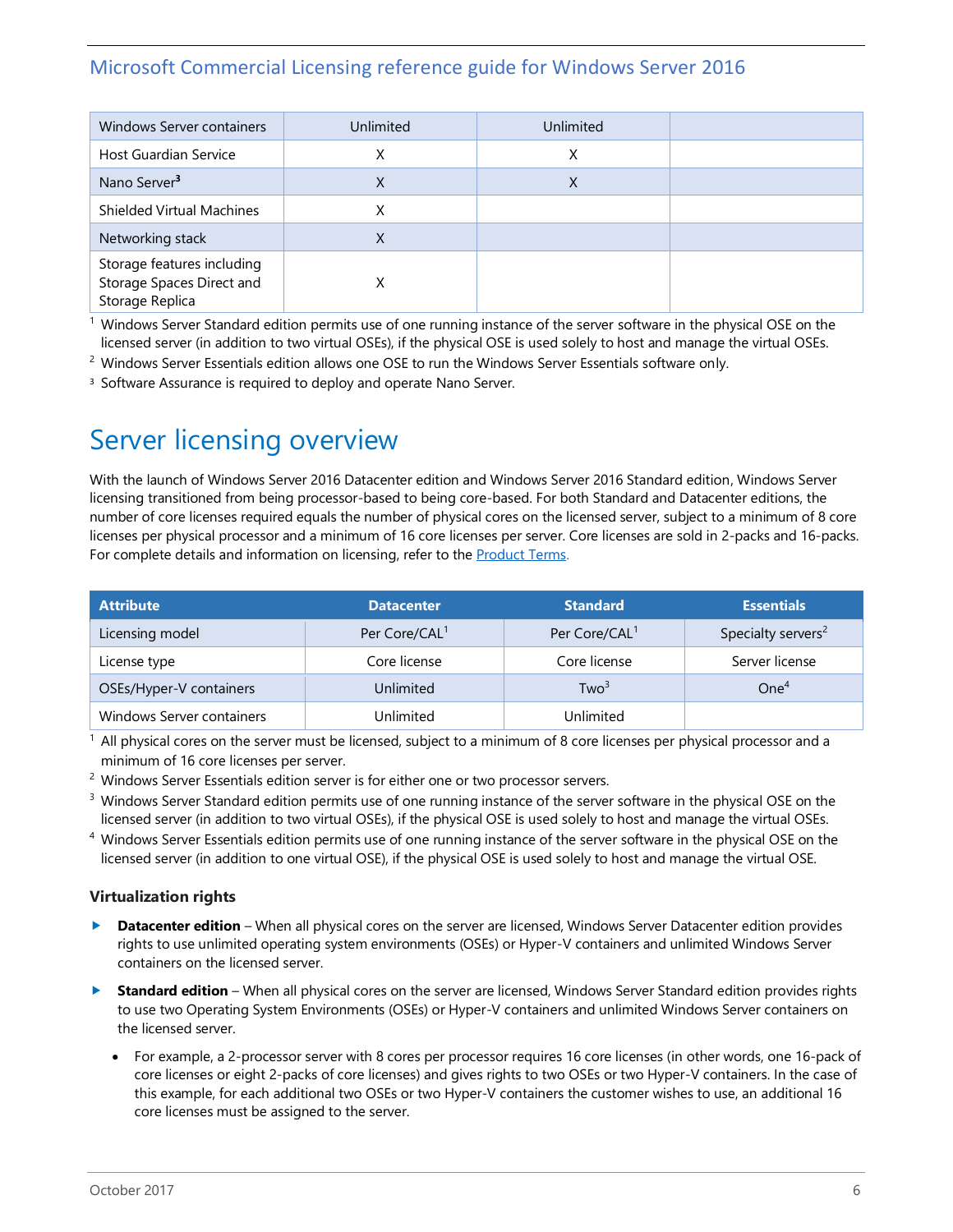| | | | |
|---|---|---|---|
| Windows Server containers | Unlimited | Unlimited | |
| Host Guardian Service | X | X | |
| Nano Server[3] | X | X | |
| Shielded Virtual Machines | X | | |
| Networking stack | X | | |
| Storage features including Storage Spaces Direct and Storage Replica | X | | |

[1] Windows Server Standard edition permits use of one running instance of the server software in the physical OSE on the licensed server (in addition to two virtual OSEs), if the physical OSE is used solely to host and manage the virtual OSEs.

[2] Windows Server Essentials edition allows one OSE to run the Windows Server Essentials software only.

[3] Software Assurance is required to deploy and operate Nano Server.

# Server licensing overview

With the launch of Windows Server 2016 Datacenter edition and Windows Server 2016 Standard edition, Windows Server licensing transitioned from being processor-based to being core-based. For both Standard and Datacenter editions, the number of core licenses required equals the number of physical cores on the licensed server, subject to a minimum of 8 core licenses per physical processor and a minimum of 16 core licenses per server. Core licenses are sold in 2-packs and 16-packs. For complete details and information on licensing, refer to the [Product Terms](Product Terms).

| Attribute | Datacenter | Standard | Essentials |
|---|---|---|---|
| Licensing model | Per Core/CAL[1] | Per Core/CAL[1] | Specialty servers[2] |
| License type | Core license | Core license | Server license |
| OSEs/Hyper-V containers | Unlimited | Two[3] | One[4] |
| Windows Server containers | Unlimited | Unlimited | |

[1] All physical cores on the server must be licensed, subject to a minimum of 8 core licenses per physical processor and a minimum of 16 core licenses per server.

[2] Windows Server Essentials edition server is for either one or two processor servers.

[3] Windows Server Standard edition permits use of one running instance of the server software in the physical OSE on the licensed server (in addition to two virtual OSEs), if the physical OSE is used solely to host and manage the virtual OSEs.

[4] Windows Server Essentials edition permits use of one running instance of the server software in the physical OSE on the licensed server (in addition to one virtual OSE), if the physical OSE is used solely to host and manage the virtual OSE.

### Virtualization rights

- **Datacenter edition** – When all physical cores on the server are licensed, Windows Server Datacenter edition provides rights to use unlimited operating system environments (OSEs) or Hyper-V containers and unlimited Windows Server containers on the licensed server.
- **Standard edition** – When all physical cores on the server are licensed, Windows Server Standard edition provides rights to use two Operating System Environments (OSEs) or Hyper-V containers and unlimited Windows Server containers on the licensed server.
  - For example, a 2-processor server with 8 cores per processor requires 16 core licenses (in other words, one 16-pack of core licenses or eight 2-packs of core licenses) and gives rights to two OSEs or two Hyper-V containers. In the case of this example, for each additional two OSEs or two Hyper-V containers the customer wishes to use, an additional 16 core licenses must be assigned to the server.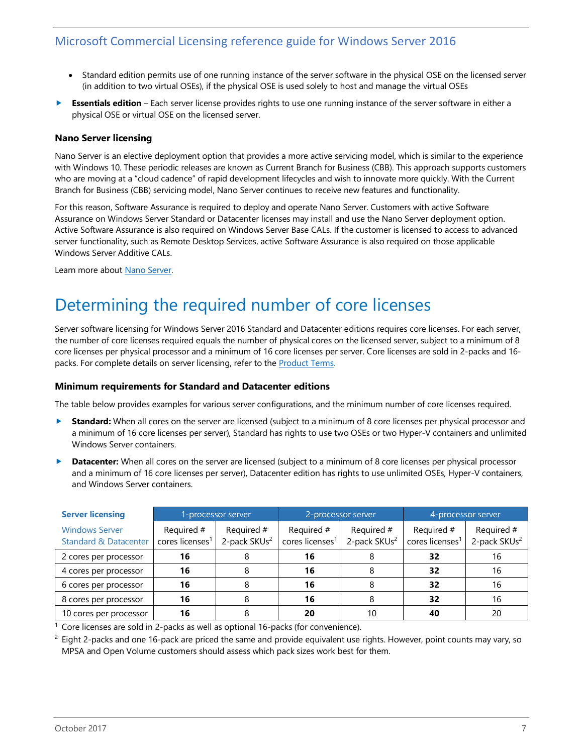- Standard edition permits use of one running instance of the server software in the physical OSE on the licensed server (in addition to two virtual OSEs), if the physical OSE is used solely to host and manage the virtual OSEs

- **Essentials edition** – Each server license provides rights to use one running instance of the server software in either a physical OSE or virtual OSE on the licensed server.

### Nano Server licensing

Nano Server is an elective deployment option that provides a more active servicing model, which is similar to the experience with Windows 10. These periodic releases are known as Current Branch for Business (CBB). This approach supports customers who are moving at a "cloud cadence" of rapid development lifecycles and wish to innovate more quickly. With the Current Branch for Business (CBB) servicing model, Nano Server continues to receive new features and functionality.

For this reason, Software Assurance is required to deploy and operate Nano Server. Customers with active Software Assurance on Windows Server Standard or Datacenter licenses may install and use the Nano Server deployment option. Active Software Assurance is also required on Windows Server Base CALs. If the customer is licensed to access to advanced server functionality, such as Remote Desktop Services, active Software Assurance is also required on those applicable Windows Server Additive CALs.

Learn more about Nano Server.

# Determining the required number of core licenses

Server software licensing for Windows Server 2016 Standard and Datacenter editions requires core licenses. For each server, the number of core licenses required equals the number of physical cores on the licensed server, subject to a minimum of 8 core licenses per physical processor and a minimum of 16 core licenses per server. Core licenses are sold in 2-packs and 16-packs. For complete details on server licensing, refer to the Product Terms.

### Minimum requirements for Standard and Datacenter editions

The table below provides examples for various server configurations, and the minimum number of core licenses required.

- **Standard:** When all cores on the server are licensed (subject to a minimum of 8 core licenses per physical processor and a minimum of 16 core licenses per server), Standard has rights to use two OSEs or two Hyper-V containers and unlimited Windows Server containers.

- **Datacenter:** When all cores on the server are licensed (subject to a minimum of 8 core licenses per physical processor and a minimum of 16 core licenses per server), Datacenter edition has rights to use unlimited OSEs, Hyper-V containers, and Windows Server containers.

| **Server licensing** | 1-processor server | | 2-processor server | | 4-processor server | |
|---|---|---|---|---|---|---|
| Windows Server Standard & Datacenter | Required # cores licenses[1] | Required # 2-pack SKUs[2] | Required # cores licenses[1] | Required # 2-pack SKUs[2] | Required # cores licenses[1] | Required # 2-pack SKUs[2] |
| 2 cores per processor | **16** | 8 | **16** | 8 | **32** | 16 |
| 4 cores per processor | **16** | 8 | **16** | 8 | **32** | 16 |
| 6 cores per processor | **16** | 8 | **16** | 8 | **32** | 16 |
| 8 cores per processor | **16** | 8 | **16** | 8 | **32** | 16 |
| 10 cores per processor | **16** | 8 | **20** | 10 | **40** | 20 |

[1] Core licenses are sold in 2-packs as well as optional 16-packs (for convenience).

[2] Eight 2-packs and one 16-pack are priced the same and provide equivalent use rights. However, point counts may vary, so MPSA and Open Volume customers should assess which pack sizes work best for them.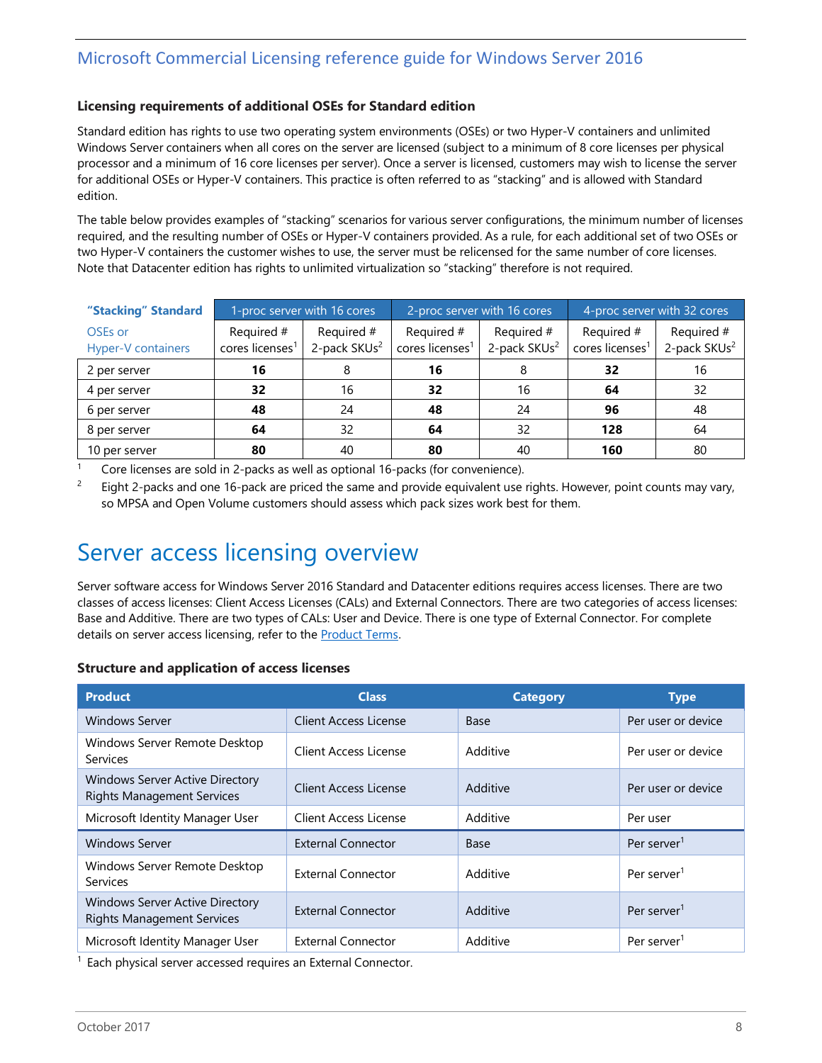### Licensing requirements of additional OSEs for Standard edition

Standard edition has rights to use two operating system environments (OSEs) or two Hyper-V containers and unlimited Windows Server containers when all cores on the server are licensed (subject to a minimum of 8 core licenses per physical processor and a minimum of 16 core licenses per server). Once a server is licensed, customers may wish to license the server for additional OSEs or Hyper-V containers. This practice is often referred to as "stacking" and is allowed with Standard edition.

The table below provides examples of "stacking" scenarios for various server configurations, the minimum number of licenses required, and the resulting number of OSEs or Hyper-V containers provided. As a rule, for each additional set of two OSEs or two Hyper-V containers the customer wishes to use, the server must be relicensed for the same number of core licenses. Note that Datacenter edition has rights to unlimited virtualization so "stacking" therefore is not required.

| "Stacking" Standard | 1-proc server with 16 cores | | 2-proc server with 16 cores | | 4-proc server with 32 cores | |
|---|---|---|---|---|---|---|
| OSEs or Hyper-V containers | Required # cores licenses[1] | Required # 2-pack SKUs[2] | Required # cores licenses[1] | Required # 2-pack SKUs[2] | Required # cores licenses[1] | Required # 2-pack SKUs[2] |
| 2 per server | **16** | 8 | **16** | 8 | **32** | 16 |
| 4 per server | **32** | 16 | **32** | 16 | **64** | 32 |
| 6 per server | **48** | 24 | **48** | 24 | **96** | 48 |
| 8 per server | **64** | 32 | **64** | 32 | **128** | 64 |
| 10 per server | **80** | 40 | **80** | 40 | **160** | 80 |

[1] Core licenses are sold in 2-packs as well as optional 16-packs (for convenience).

[2] Eight 2-packs and one 16-pack are priced the same and provide equivalent use rights. However, point counts may vary, so MPSA and Open Volume customers should assess which pack sizes work best for them.

## Server access licensing overview

Server software access for Windows Server 2016 Standard and Datacenter editions requires access licenses. There are two classes of access licenses: Client Access Licenses (CALs) and External Connectors. There are two categories of access licenses: Base and Additive. There are two types of CALs: User and Device. There is one type of External Connector. For complete details on server access licensing, refer to the Product Terms.

### Structure and application of access licenses

| Product | Class | Category | Type |
|---|---|---|---|
| Windows Server | Client Access License | Base | Per user or device |
| Windows Server Remote Desktop Services | Client Access License | Additive | Per user or device |
| Windows Server Active Directory Rights Management Services | Client Access License | Additive | Per user or device |
| Microsoft Identity Manager User | Client Access License | Additive | Per user |
| Windows Server | External Connector | Base | Per server[1] |
| Windows Server Remote Desktop Services | External Connector | Additive | Per server[1] |
| Windows Server Active Directory Rights Management Services | External Connector | Additive | Per server[1] |
| Microsoft Identity Manager User | External Connector | Additive | Per server[1] |

[1] Each physical server accessed requires an External Connector.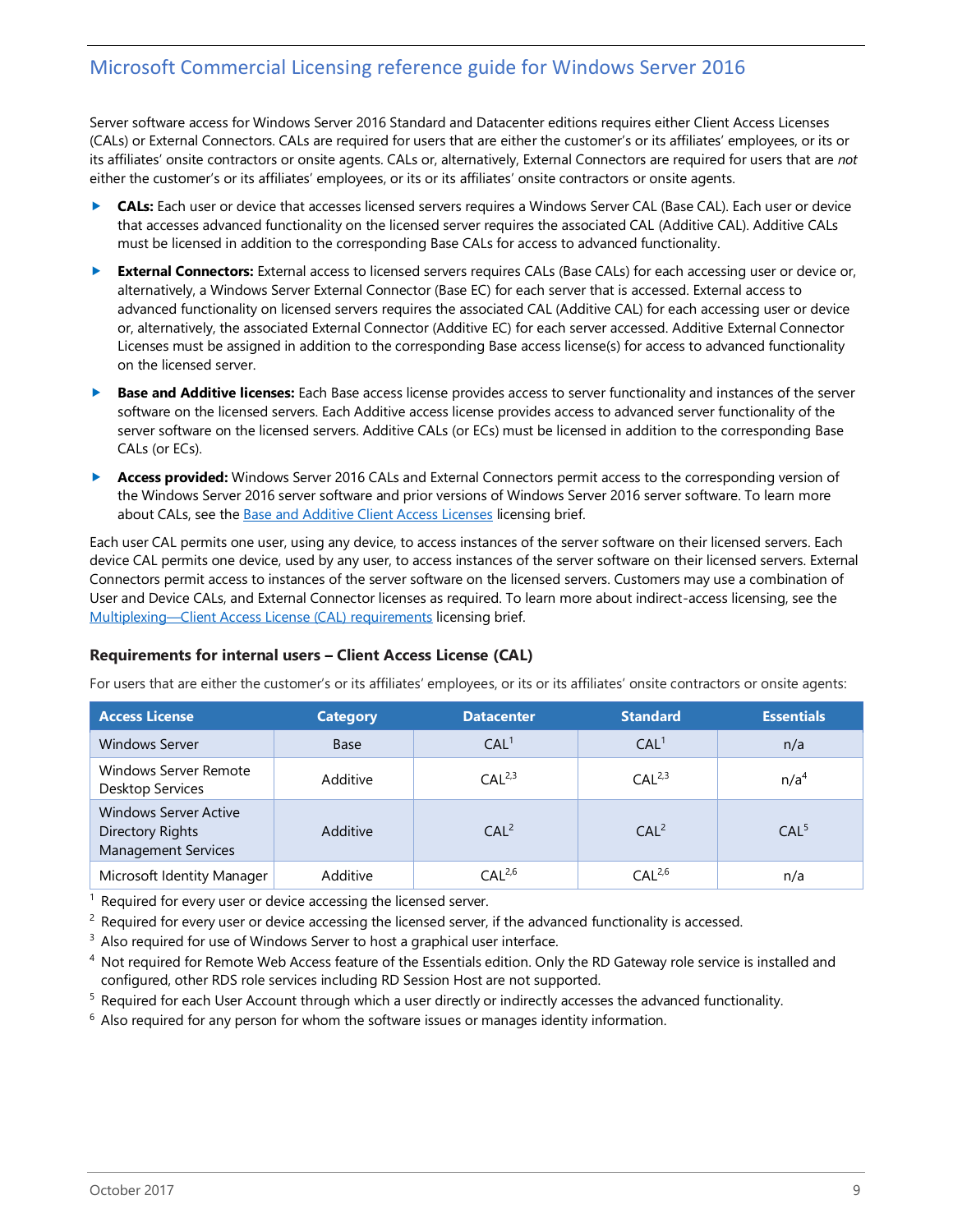## Microsoft Commercial Licensing reference guide for Windows Server 2016

Server software access for Windows Server 2016 Standard and Datacenter editions requires either Client Access Licenses (CALs) or External Connectors. CALs are required for users that are either the customer's or its affiliates' employees, or its or its affiliates' onsite contractors or onsite agents. CALs or, alternatively, External Connectors are required for users that are *not* either the customer's or its affiliates' employees, or its or its affiliates' onsite contractors or onsite agents.

- **CALs:** Each user or device that accesses licensed servers requires a Windows Server CAL (Base CAL). Each user or device that accesses advanced functionality on the licensed server requires the associated CAL (Additive CAL). Additive CALs must be licensed in addition to the corresponding Base CALs for access to advanced functionality.
- **External Connectors:** External access to licensed servers requires CALs (Base CALs) for each accessing user or device or, alternatively, a Windows Server External Connector (Base EC) for each server that is accessed. External access to advanced functionality on licensed servers requires the associated CAL (Additive CAL) for each accessing user or device or, alternatively, the associated External Connector (Additive EC) for each server accessed. Additive External Connector Licenses must be assigned in addition to the corresponding Base access license(s) for access to advanced functionality on the licensed server.
- **Base and Additive licenses:** Each Base access license provides access to server functionality and instances of the server software on the licensed servers. Each Additive access license provides access to advanced server functionality of the server software on the licensed servers. Additive CALs (or ECs) must be licensed in addition to the corresponding Base CALs (or ECs).
- **Access provided:** Windows Server 2016 CALs and External Connectors permit access to the corresponding version of the Windows Server 2016 server software and prior versions of Windows Server 2016 server software. To learn more about CALs, see the [Base and Additive Client Access Licenses] licensing brief.

Each user CAL permits one user, using any device, to access instances of the server software on their licensed servers. Each device CAL permits one device, used by any user, to access instances of the server software on their licensed servers. External Connectors permit access to instances of the server software on the licensed servers. Customers may use a combination of User and Device CALs, and External Connector licenses as required. To learn more about indirect-access licensing, see the [Multiplexing—Client Access License (CAL) requirements] licensing brief.

### Requirements for internal users – Client Access License (CAL)

For users that are either the customer's or its affiliates' employees, or its or its affiliates' onsite contractors or onsite agents:

| Access License | Category | Datacenter | Standard | Essentials |
|---|---|---|---|---|
| Windows Server | Base | CAL[1] | CAL[1] | n/a |
| Windows Server Remote Desktop Services | Additive | CAL[2,3] | CAL[2,3] | n/a[4] |
| Windows Server Active Directory Rights Management Services | Additive | CAL[2] | CAL[2] | CAL[5] |
| Microsoft Identity Manager | Additive | CAL[2,6] | CAL[2,6] | n/a |

[1] Required for every user or device accessing the licensed server.

[2] Required for every user or device accessing the licensed server, if the advanced functionality is accessed.

[3] Also required for use of Windows Server to host a graphical user interface.

[4] Not required for Remote Web Access feature of the Essentials edition. Only the RD Gateway role service is installed and configured, other RDS role services including RD Session Host are not supported.

[5] Required for each User Account through which a user directly or indirectly accesses the advanced functionality.

[6] Also required for any person for whom the software issues or manages identity information.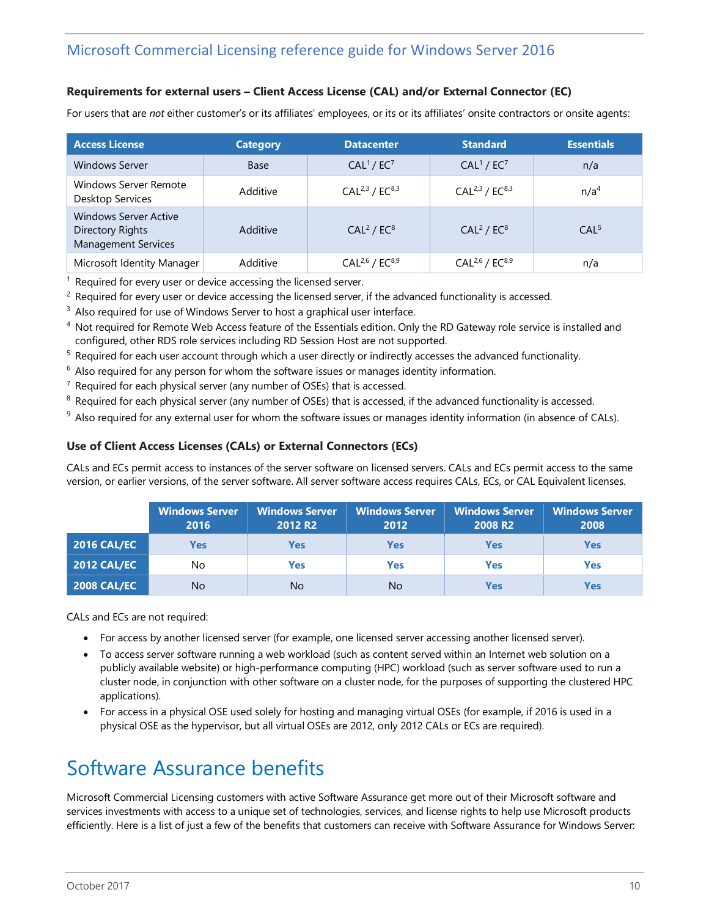### Requirements for external users – Client Access License (CAL) and/or External Connector (EC)

For users that are *not* either customer's or its affiliates' employees, or its or its affiliates' onsite contractors or onsite agents:

| Access License | Category | Datacenter | Standard | Essentials |
|---|---|---|---|---|
| Windows Server | Base | CAL[1] / EC[7] | CAL[1] / EC[7] | n/a |
| Windows Server Remote Desktop Services | Additive | CAL[2,3] / EC[8,3] | CAL[2,3] / EC[8,3] | n/a[4] |
| Windows Server Active Directory Rights Management Services | Additive | CAL[2] / EC[8] | CAL[2] / EC[8] | CAL[5] |
| Microsoft Identity Manager | Additive | CAL[2,6] / EC[8,9] | CAL[2,6] / EC[8,9] | n/a |

[1] Required for every user or device accessing the licensed server.
[2] Required for every user or device accessing the licensed server, if the advanced functionality is accessed.
[3] Also required for use of Windows Server to host a graphical user interface.
[4] Not required for Remote Web Access feature of the Essentials edition. Only the RD Gateway role service is installed and configured, other RDS role services including RD Session Host are not supported.
[5] Required for each user account through which a user directly or indirectly accesses the advanced functionality.
[6] Also required for any person for whom the software issues or manages identity information.
[7] Required for each physical server (any number of OSEs) that is accessed.
[8] Required for each physical server (any number of OSEs) that is accessed, if the advanced functionality is accessed.
[9] Also required for any external user for whom the software issues or manages identity information (in absence of CALs).

### Use of Client Access Licenses (CALs) or External Connectors (ECs)

CALs and ECs permit access to instances of the server software on licensed servers. CALs and ECs permit access to the same version, or earlier versions, of the server software. All server software access requires CALs, ECs, or CAL Equivalent licenses.

| | Windows Server 2016 | Windows Server 2012 R2 | Windows Server 2012 | Windows Server 2008 R2 | Windows Server 2008 |
|---|---|---|---|---|---|
| **2016 CAL/EC** | **Yes** | **Yes** | **Yes** | **Yes** | **Yes** |
| **2012 CAL/EC** | No | **Yes** | **Yes** | **Yes** | **Yes** |
| **2008 CAL/EC** | No | No | No | **Yes** | **Yes** |

CALs and ECs are not required:

- For access by another licensed server (for example, one licensed server accessing another licensed server).
- To access server software running a web workload (such as content served within an Internet web solution on a publicly available website) or high-performance computing (HPC) workload (such as server software used to run a cluster node, in conjunction with other software on a cluster node, for the purposes of supporting the clustered HPC applications).
- For access in a physical OSE used solely for hosting and managing virtual OSEs (for example, if 2016 is used in a physical OSE as the hypervisor, but all virtual OSEs are 2012, only 2012 CALs or ECs are required).

# Software Assurance benefits

Microsoft Commercial Licensing customers with active Software Assurance get more out of their Microsoft software and services investments with access to a unique set of technologies, services, and license rights to help use Microsoft products efficiently. Here is a list of just a few of the benefits that customers can receive with Software Assurance for Windows Server: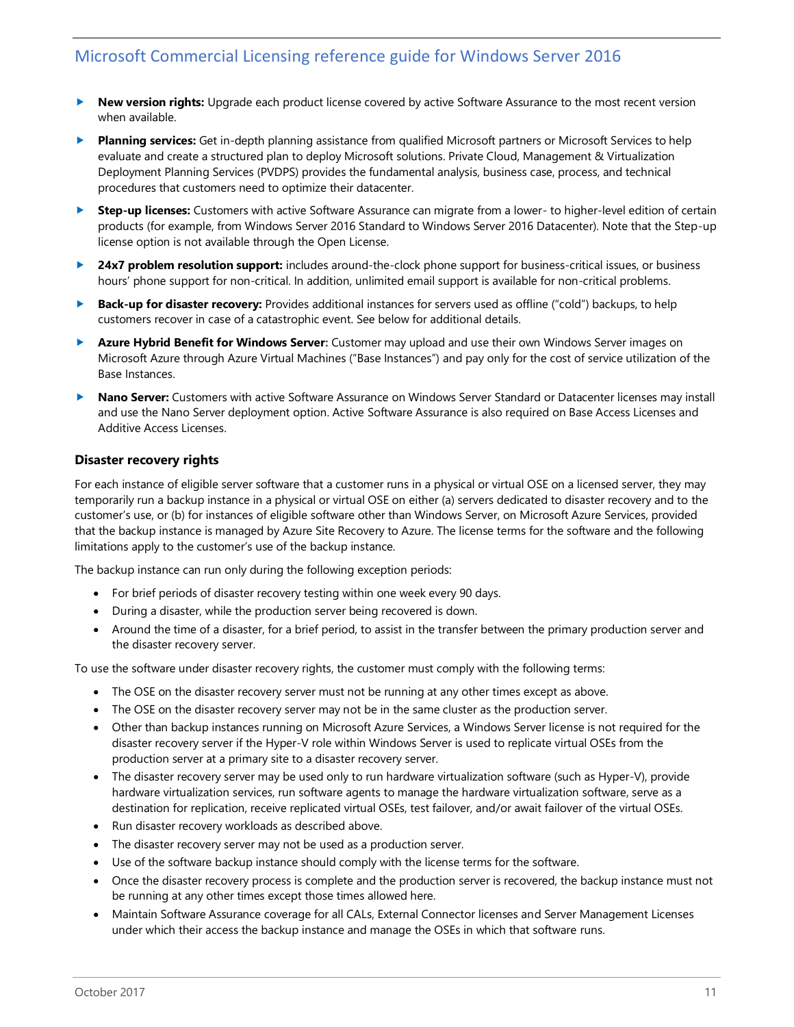- **New version rights:** Upgrade each product license covered by active Software Assurance to the most recent version when available.
- **Planning services:** Get in-depth planning assistance from qualified Microsoft partners or Microsoft Services to help evaluate and create a structured plan to deploy Microsoft solutions. Private Cloud, Management & Virtualization Deployment Planning Services (PVDPS) provides the fundamental analysis, business case, process, and technical procedures that customers need to optimize their datacenter.
- **Step-up licenses:** Customers with active Software Assurance can migrate from a lower- to higher-level edition of certain products (for example, from Windows Server 2016 Standard to Windows Server 2016 Datacenter). Note that the Step-up license option is not available through the Open License.
- **24x7 problem resolution support:** includes around-the-clock phone support for business-critical issues, or business hours' phone support for non-critical. In addition, unlimited email support is available for non-critical problems.
- **Back-up for disaster recovery:** Provides additional instances for servers used as offline ("cold") backups, to help customers recover in case of a catastrophic event. See below for additional details.
- **Azure Hybrid Benefit for Windows Server:** Customer may upload and use their own Windows Server images on Microsoft Azure through Azure Virtual Machines ("Base Instances") and pay only for the cost of service utilization of the Base Instances.
- **Nano Server:** Customers with active Software Assurance on Windows Server Standard or Datacenter licenses may install and use the Nano Server deployment option. Active Software Assurance is also required on Base Access Licenses and Additive Access Licenses.

### Disaster recovery rights

For each instance of eligible server software that a customer runs in a physical or virtual OSE on a licensed server, they may temporarily run a backup instance in a physical or virtual OSE on either (a) servers dedicated to disaster recovery and to the customer's use, or (b) for instances of eligible software other than Windows Server, on Microsoft Azure Services, provided that the backup instance is managed by Azure Site Recovery to Azure. The license terms for the software and the following limitations apply to the customer's use of the backup instance.

The backup instance can run only during the following exception periods:

- For brief periods of disaster recovery testing within one week every 90 days.
- During a disaster, while the production server being recovered is down.
- Around the time of a disaster, for a brief period, to assist in the transfer between the primary production server and the disaster recovery server.

To use the software under disaster recovery rights, the customer must comply with the following terms:

- The OSE on the disaster recovery server must not be running at any other times except as above.
- The OSE on the disaster recovery server may not be in the same cluster as the production server.
- Other than backup instances running on Microsoft Azure Services, a Windows Server license is not required for the disaster recovery server if the Hyper-V role within Windows Server is used to replicate virtual OSEs from the production server at a primary site to a disaster recovery server.
- The disaster recovery server may be used only to run hardware virtualization software (such as Hyper-V), provide hardware virtualization services, run software agents to manage the hardware virtualization software, serve as a destination for replication, receive replicated virtual OSEs, test failover, and/or await failover of the virtual OSEs.
- Run disaster recovery workloads as described above.
- The disaster recovery server may not be used as a production server.
- Use of the software backup instance should comply with the license terms for the software.
- Once the disaster recovery process is complete and the production server is recovered, the backup instance must not be running at any other times except those times allowed here.
- Maintain Software Assurance coverage for all CALs, External Connector licenses and Server Management Licenses under which their access the backup instance and manage the OSEs in which that software runs.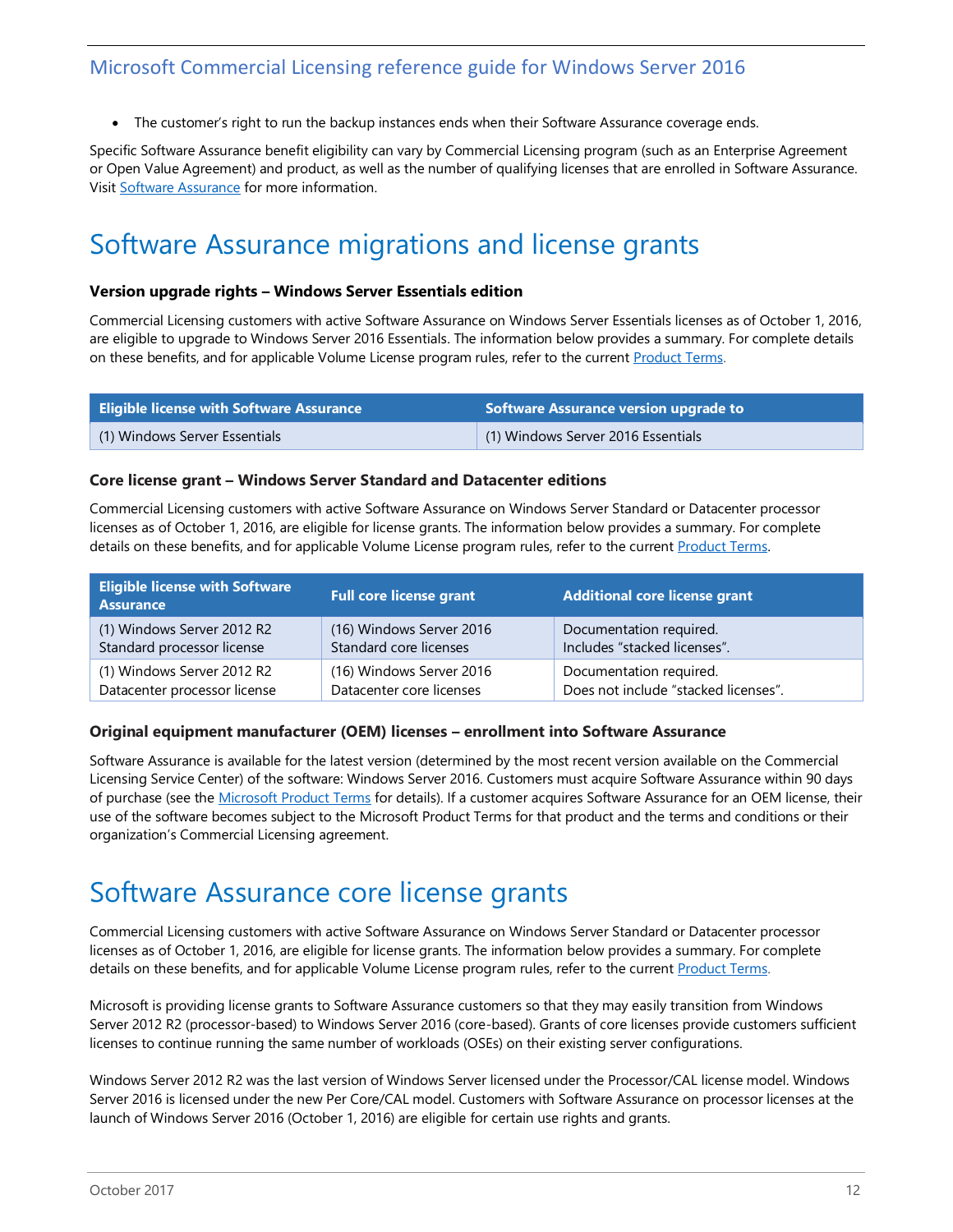- The customer's right to run the backup instances ends when their Software Assurance coverage ends.

Specific Software Assurance benefit eligibility can vary by Commercial Licensing program (such as an Enterprise Agreement or Open Value Agreement) and product, as well as the number of qualifying licenses that are enrolled in Software Assurance. Visit Software Assurance for more information.

# Software Assurance migrations and license grants

### Version upgrade rights – Windows Server Essentials edition

Commercial Licensing customers with active Software Assurance on Windows Server Essentials licenses as of October 1, 2016, are eligible to upgrade to Windows Server 2016 Essentials. The information below provides a summary. For complete details on these benefits, and for applicable Volume License program rules, refer to the current Product Terms.

| Eligible license with Software Assurance | Software Assurance version upgrade to |
|---|---|
| (1) Windows Server Essentials | (1) Windows Server 2016 Essentials |

### Core license grant – Windows Server Standard and Datacenter editions

Commercial Licensing customers with active Software Assurance on Windows Server Standard or Datacenter processor licenses as of October 1, 2016, are eligible for license grants. The information below provides a summary. For complete details on these benefits, and for applicable Volume License program rules, refer to the current Product Terms.

| Eligible license with Software Assurance | Full core license grant | Additional core license grant |
|---|---|---|
| (1) Windows Server 2012 R2 Standard processor license | (16) Windows Server 2016 Standard core licenses | Documentation required. Includes "stacked licenses". |
| (1) Windows Server 2012 R2 Datacenter processor license | (16) Windows Server 2016 Datacenter core licenses | Documentation required. Does not include "stacked licenses". |

### Original equipment manufacturer (OEM) licenses – enrollment into Software Assurance

Software Assurance is available for the latest version (determined by the most recent version available on the Commercial Licensing Service Center) of the software: Windows Server 2016. Customers must acquire Software Assurance within 90 days of purchase (see the Microsoft Product Terms for details). If a customer acquires Software Assurance for an OEM license, their use of the software becomes subject to the Microsoft Product Terms for that product and the terms and conditions or their organization's Commercial Licensing agreement.

# Software Assurance core license grants

Commercial Licensing customers with active Software Assurance on Windows Server Standard or Datacenter processor licenses as of October 1, 2016, are eligible for license grants. The information below provides a summary. For complete details on these benefits, and for applicable Volume License program rules, refer to the current Product Terms.

Microsoft is providing license grants to Software Assurance customers so that they may easily transition from Windows Server 2012 R2 (processor-based) to Windows Server 2016 (core-based). Grants of core licenses provide customers sufficient licenses to continue running the same number of workloads (OSEs) on their existing server configurations.

Windows Server 2012 R2 was the last version of Windows Server licensed under the Processor/CAL license model. Windows Server 2016 is licensed under the new Per Core/CAL model. Customers with Software Assurance on processor licenses at the launch of Windows Server 2016 (October 1, 2016) are eligible for certain use rights and grants.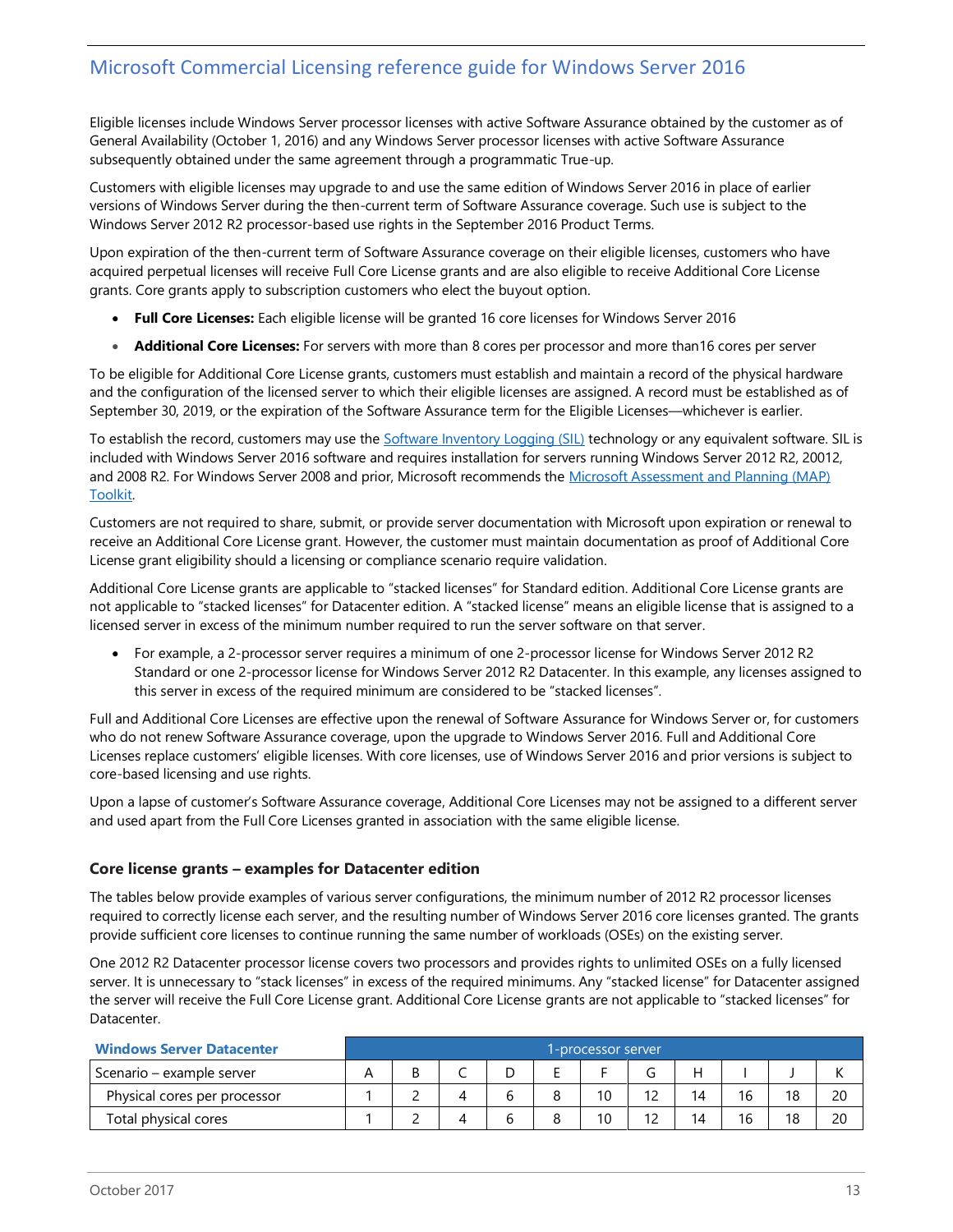Eligible licenses include Windows Server processor licenses with active Software Assurance obtained by the customer as of General Availability (October 1, 2016) and any Windows Server processor licenses with active Software Assurance subsequently obtained under the same agreement through a programmatic True-up.

Customers with eligible licenses may upgrade to and use the same edition of Windows Server 2016 in place of earlier versions of Windows Server during the then-current term of Software Assurance coverage. Such use is subject to the Windows Server 2012 R2 processor-based use rights in the September 2016 Product Terms.

Upon expiration of the then-current term of Software Assurance coverage on their eligible licenses, customers who have acquired perpetual licenses will receive Full Core License grants and are also eligible to receive Additional Core License grants. Core grants apply to subscription customers who elect the buyout option.

- **Full Core Licenses:** Each eligible license will be granted 16 core licenses for Windows Server 2016
- **Additional Core Licenses:** For servers with more than 8 cores per processor and more than16 cores per server

To be eligible for Additional Core License grants, customers must establish and maintain a record of the physical hardware and the configuration of the licensed server to which their eligible licenses are assigned. A record must be established as of September 30, 2019, or the expiration of the Software Assurance term for the Eligible Licenses—whichever is earlier.

To establish the record, customers may use the [Software Inventory Logging (SIL)](#) technology or any equivalent software. SIL is included with Windows Server 2016 software and requires installation for servers running Windows Server 2012 R2, 20012, and 2008 R2. For Windows Server 2008 and prior, Microsoft recommends the [Microsoft Assessment and Planning (MAP) Toolkit](#).

Customers are not required to share, submit, or provide server documentation with Microsoft upon expiration or renewal to receive an Additional Core License grant. However, the customer must maintain documentation as proof of Additional Core License grant eligibility should a licensing or compliance scenario require validation.

Additional Core License grants are applicable to "stacked licenses" for Standard edition. Additional Core License grants are not applicable to "stacked licenses" for Datacenter edition. A "stacked license" means an eligible license that is assigned to a licensed server in excess of the minimum number required to run the server software on that server.

- For example, a 2-processor server requires a minimum of one 2-processor license for Windows Server 2012 R2 Standard or one 2-processor license for Windows Server 2012 R2 Datacenter. In this example, any licenses assigned to this server in excess of the required minimum are considered to be "stacked licenses".

Full and Additional Core Licenses are effective upon the renewal of Software Assurance for Windows Server or, for customers who do not renew Software Assurance coverage, upon the upgrade to Windows Server 2016. Full and Additional Core Licenses replace customers' eligible licenses. With core licenses, use of Windows Server 2016 and prior versions is subject to core-based licensing and use rights.

Upon a lapse of customer's Software Assurance coverage, Additional Core Licenses may not be assigned to a different server and used apart from the Full Core Licenses granted in association with the same eligible license.

### Core license grants – examples for Datacenter edition

The tables below provide examples of various server configurations, the minimum number of 2012 R2 processor licenses required to correctly license each server, and the resulting number of Windows Server 2016 core licenses granted. The grants provide sufficient core licenses to continue running the same number of workloads (OSEs) on the existing server.

One 2012 R2 Datacenter processor license covers two processors and provides rights to unlimited OSEs on a fully licensed server. It is unnecessary to "stack licenses" in excess of the required minimums. Any "stacked license" for Datacenter assigned the server will receive the Full Core License grant. Additional Core License grants are not applicable to "stacked licenses" for Datacenter.

| **Windows Server Datacenter** | 1-processor server | | | | | | | | | | |
|---|---|---|---|---|---|---|---|---|---|---|---|
| Scenario – example server | A | B | C | D | E | F | G | H | I | J | K |
| Physical cores per processor | 1 | 2 | 4 | 6 | 8 | 10 | 12 | 14 | 16 | 18 | 20 |
| Total physical cores | 1 | 2 | 4 | 6 | 8 | 10 | 12 | 14 | 16 | 18 | 20 |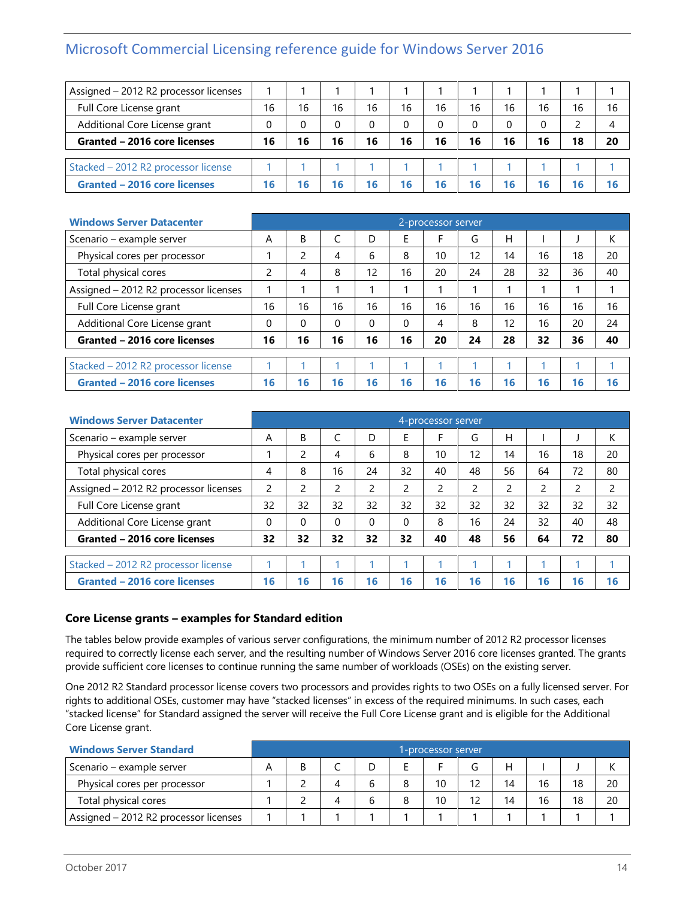| | | | | | | | | | | | |
|---|---|---|---|---|---|---|---|---|---|---|---|
| Assigned – 2012 R2 processor licenses | 1 | 1 | 1 | 1 | 1 | 1 | 1 | 1 | 1 | 1 | 1 |
| Full Core License grant | 16 | 16 | 16 | 16 | 16 | 16 | 16 | 16 | 16 | 16 | 16 |
| Additional Core License grant | 0 | 0 | 0 | 0 | 0 | 0 | 0 | 0 | 0 | 2 | 4 |
| **Granted – 2016 core licenses** | **16** | **16** | **16** | **16** | **16** | **16** | **16** | **16** | **16** | **18** | **20** |

| | | | | | | | | | | | |
|---|---|---|---|---|---|---|---|---|---|---|---|
| Stacked – 2012 R2 processor license | 1 | 1 | 1 | 1 | 1 | 1 | 1 | 1 | 1 | 1 | 1 |
| **Granted – 2016 core licenses** | **16** | **16** | **16** | **16** | **16** | **16** | **16** | **16** | **16** | **16** | **16** |

| **Windows Server Datacenter** | 2-processor server | | | | | | | | | | |
|---|---|---|---|---|---|---|---|---|---|---|---|
| Scenario – example server | A | B | C | D | E | F | G | H | I | J | K |
| Physical cores per processor | 1 | 2 | 4 | 6 | 8 | 10 | 12 | 14 | 16 | 18 | 20 |
| Total physical cores | 2 | 4 | 8 | 12 | 16 | 20 | 24 | 28 | 32 | 36 | 40 |
| Assigned – 2012 R2 processor licenses | 1 | 1 | 1 | 1 | 1 | 1 | 1 | 1 | 1 | 1 | 1 |
| Full Core License grant | 16 | 16 | 16 | 16 | 16 | 16 | 16 | 16 | 16 | 16 | 16 |
| Additional Core License grant | 0 | 0 | 0 | 0 | 0 | 4 | 8 | 12 | 16 | 20 | 24 |
| **Granted – 2016 core licenses** | **16** | **16** | **16** | **16** | **16** | **20** | **24** | **28** | **32** | **36** | **40** |
| Stacked – 2012 R2 processor license | 1 | 1 | 1 | 1 | 1 | 1 | 1 | 1 | 1 | 1 | 1 |
| **Granted – 2016 core licenses** | **16** | **16** | **16** | **16** | **16** | **16** | **16** | **16** | **16** | **16** | **16** |

| **Windows Server Datacenter** | 4-processor server | | | | | | | | | | |
|---|---|---|---|---|---|---|---|---|---|---|---|
| Scenario – example server | A | B | C | D | E | F | G | H | I | J | K |
| Physical cores per processor | 1 | 2 | 4 | 6 | 8 | 10 | 12 | 14 | 16 | 18 | 20 |
| Total physical cores | 4 | 8 | 16 | 24 | 32 | 40 | 48 | 56 | 64 | 72 | 80 |
| Assigned – 2012 R2 processor licenses | 2 | 2 | 2 | 2 | 2 | 2 | 2 | 2 | 2 | 2 | 2 |
| Full Core License grant | 32 | 32 | 32 | 32 | 32 | 32 | 32 | 32 | 32 | 32 | 32 |
| Additional Core License grant | 0 | 0 | 0 | 0 | 0 | 8 | 16 | 24 | 32 | 40 | 48 |
| **Granted – 2016 core licenses** | **32** | **32** | **32** | **32** | **32** | **40** | **48** | **56** | **64** | **72** | **80** |
| Stacked – 2012 R2 processor license | 1 | 1 | 1 | 1 | 1 | 1 | 1 | 1 | 1 | 1 | 1 |
| **Granted – 2016 core licenses** | **16** | **16** | **16** | **16** | **16** | **16** | **16** | **16** | **16** | **16** | **16** |

### Core License grants – examples for Standard edition

The tables below provide examples of various server configurations, the minimum number of 2012 R2 processor licenses required to correctly license each server, and the resulting number of Windows Server 2016 core licenses granted. The grants provide sufficient core licenses to continue running the same number of workloads (OSEs) on the existing server.

One 2012 R2 Standard processor license covers two processors and provides rights to two OSEs on a fully licensed server. For rights to additional OSEs, customer may have "stacked licenses" in excess of the required minimums. In such cases, each "stacked license" for Standard assigned the server will receive the Full Core License grant and is eligible for the Additional Core License grant.

| **Windows Server Standard** | 1-processor server | | | | | | | | | | |
|---|---|---|---|---|---|---|---|---|---|---|---|
| Scenario – example server | A | B | C | D | E | F | G | H | I | J | K |
| Physical cores per processor | 1 | 2 | 4 | 6 | 8 | 10 | 12 | 14 | 16 | 18 | 20 |
| Total physical cores | 1 | 2 | 4 | 6 | 8 | 10 | 12 | 14 | 16 | 18 | 20 |
| Assigned – 2012 R2 processor licenses | 1 | 1 | 1 | 1 | 1 | 1 | 1 | 1 | 1 | 1 | 1 |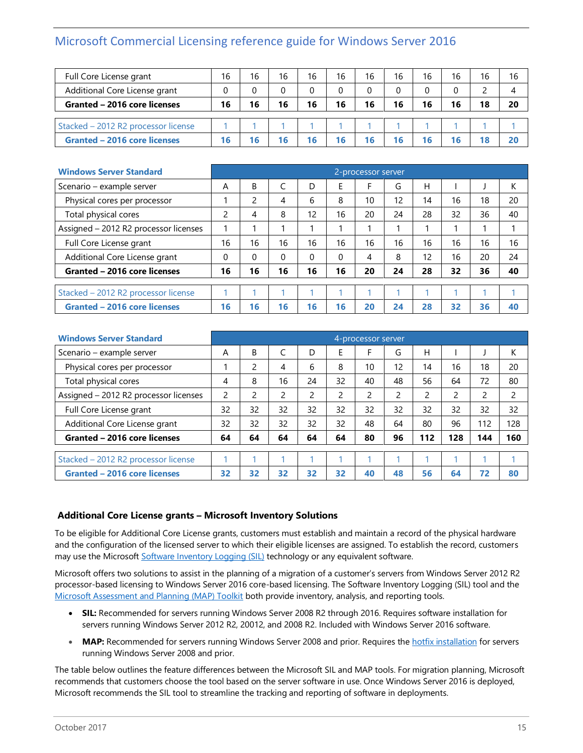| | | | | | | | | | | | |
|---|---|---|---|---|---|---|---|---|---|---|---|
| Full Core License grant | 16 | 16 | 16 | 16 | 16 | 16 | 16 | 16 | 16 | 16 | 16 |
| Additional Core License grant | 0 | 0 | 0 | 0 | 0 | 0 | 0 | 0 | 0 | 2 | 4 |
| **Granted – 2016 core licenses** | **16** | **16** | **16** | **16** | **16** | **16** | **16** | **16** | **16** | **18** | **20** |

| | | | | | | | | | | | |
|---|---|---|---|---|---|---|---|---|---|---|---|
| Stacked – 2012 R2 processor license | 1 | 1 | 1 | 1 | 1 | 1 | 1 | 1 | 1 | 1 | 1 |
| **Granted – 2016 core licenses** | **16** | **16** | **16** | **16** | **16** | **16** | **16** | **16** | **16** | **18** | **20** |

| **Windows Server Standard** | 2-processor server | | | | | | | | | | |
|---|---|---|---|---|---|---|---|---|---|---|---|
| Scenario – example server | A | B | C | D | E | F | G | H | I | J | K |
| Physical cores per processor | 1 | 2 | 4 | 6 | 8 | 10 | 12 | 14 | 16 | 18 | 20 |
| Total physical cores | 2 | 4 | 8 | 12 | 16 | 20 | 24 | 28 | 32 | 36 | 40 |
| Assigned – 2012 R2 processor licenses | 1 | 1 | 1 | 1 | 1 | 1 | 1 | 1 | 1 | 1 | 1 |
| Full Core License grant | 16 | 16 | 16 | 16 | 16 | 16 | 16 | 16 | 16 | 16 | 16 |
| Additional Core License grant | 0 | 0 | 0 | 0 | 0 | 4 | 8 | 12 | 16 | 20 | 24 |
| **Granted – 2016 core licenses** | **16** | **16** | **16** | **16** | **16** | **20** | **24** | **28** | **32** | **36** | **40** |

| | | | | | | | | | | | |
|---|---|---|---|---|---|---|---|---|---|---|---|
| Stacked – 2012 R2 processor license | 1 | 1 | 1 | 1 | 1 | 1 | 1 | 1 | 1 | 1 | 1 |
| **Granted – 2016 core licenses** | **16** | **16** | **16** | **16** | **16** | **20** | **24** | **28** | **32** | **36** | **40** |

| **Windows Server Standard** | 4-processor server | | | | | | | | | | |
|---|---|---|---|---|---|---|---|---|---|---|---|
| Scenario – example server | A | B | C | D | E | F | G | H | I | J | K |
| Physical cores per processor | 1 | 2 | 4 | 6 | 8 | 10 | 12 | 14 | 16 | 18 | 20 |
| Total physical cores | 4 | 8 | 16 | 24 | 32 | 40 | 48 | 56 | 64 | 72 | 80 |
| Assigned – 2012 R2 processor licenses | 2 | 2 | 2 | 2 | 2 | 2 | 2 | 2 | 2 | 2 | 2 |
| Full Core License grant | 32 | 32 | 32 | 32 | 32 | 32 | 32 | 32 | 32 | 32 | 32 |
| Additional Core License grant | 32 | 32 | 32 | 32 | 32 | 48 | 64 | 80 | 96 | 112 | 128 |
| **Granted – 2016 core licenses** | **64** | **64** | **64** | **64** | **64** | **80** | **96** | **112** | **128** | **144** | **160** |

| | | | | | | | | | | | |
|---|---|---|---|---|---|---|---|---|---|---|---|
| Stacked – 2012 R2 processor license | 1 | 1 | 1 | 1 | 1 | 1 | 1 | 1 | 1 | 1 | 1 |
| **Granted – 2016 core licenses** | **32** | **32** | **32** | **32** | **32** | **40** | **48** | **56** | **64** | **72** | **80** |

### Additional Core License grants – Microsoft Inventory Solutions

To be eligible for Additional Core License grants, customers must establish and maintain a record of the physical hardware and the configuration of the licensed server to which their eligible licenses are assigned. To establish the record, customers may use the Microsoft Software Inventory Logging (SIL) technology or any equivalent software.

Microsoft offers two solutions to assist in the planning of a migration of a customer's servers from Windows Server 2012 R2 processor-based licensing to Windows Server 2016 core-based licensing. The Software Inventory Logging (SIL) tool and the Microsoft Assessment and Planning (MAP) Toolkit both provide inventory, analysis, and reporting tools.

- **SIL:** Recommended for servers running Windows Server 2008 R2 through 2016. Requires software installation for servers running Windows Server 2012 R2, 20012, and 2008 R2. Included with Windows Server 2016 software.
- **MAP:** Recommended for servers running Windows Server 2008 and prior. Requires the hotfix installation for servers running Windows Server 2008 and prior.

The table below outlines the feature differences between the Microsoft SIL and MAP tools. For migration planning, Microsoft recommends that customers choose the tool based on the server software in use. Once Windows Server 2016 is deployed, Microsoft recommends the SIL tool to streamline the tracking and reporting of software in deployments.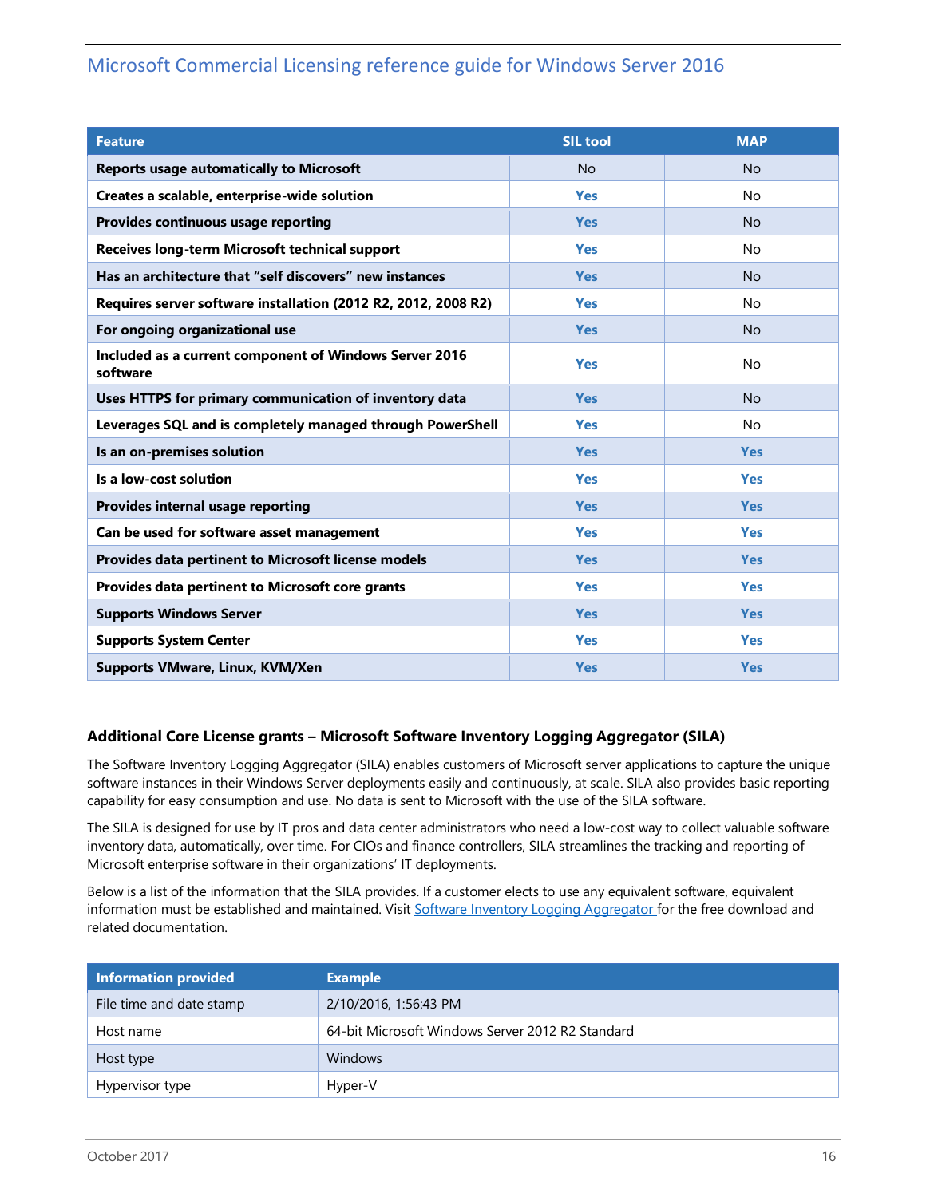| Feature | SIL tool | MAP |
| --- | --- | --- |
| **Reports usage automatically to Microsoft** | No | No |
| **Creates a scalable, enterprise-wide solution** | **Yes** | No |
| **Provides continuous usage reporting** | **Yes** | No |
| **Receives long-term Microsoft technical support** | **Yes** | No |
| **Has an architecture that "self discovers" new instances** | **Yes** | No |
| **Requires server software installation (2012 R2, 2012, 2008 R2)** | **Yes** | No |
| **For ongoing organizational use** | **Yes** | No |
| **Included as a current component of Windows Server 2016 software** | **Yes** | No |
| **Uses HTTPS for primary communication of inventory data** | **Yes** | No |
| **Leverages SQL and is completely managed through PowerShell** | **Yes** | No |
| **Is an on-premises solution** | **Yes** | **Yes** |
| **Is a low-cost solution** | **Yes** | **Yes** |
| **Provides internal usage reporting** | **Yes** | **Yes** |
| **Can be used for software asset management** | **Yes** | **Yes** |
| **Provides data pertinent to Microsoft license models** | **Yes** | **Yes** |
| **Provides data pertinent to Microsoft core grants** | **Yes** | **Yes** |
| **Supports Windows Server** | **Yes** | **Yes** |
| **Supports System Center** | **Yes** | **Yes** |
| **Supports VMware, Linux, KVM/Xen** | **Yes** | **Yes** |

### Additional Core License grants – Microsoft Software Inventory Logging Aggregator (SILA)

The Software Inventory Logging Aggregator (SILA) enables customers of Microsoft server applications to capture the unique software instances in their Windows Server deployments easily and continuously, at scale. SILA also provides basic reporting capability for easy consumption and use. No data is sent to Microsoft with the use of the SILA software.

The SILA is designed for use by IT pros and data center administrators who need a low-cost way to collect valuable software inventory data, automatically, over time. For CIOs and finance controllers, SILA streamlines the tracking and reporting of Microsoft enterprise software in their organizations' IT deployments.

Below is a list of the information that the SILA provides. If a customer elects to use any equivalent software, equivalent information must be established and maintained. Visit [Software Inventory Logging Aggregator](Software Inventory Logging Aggregator) for the free download and related documentation.

| Information provided | Example |
| --- | --- |
| File time and date stamp | 2/10/2016, 1:56:43 PM |
| Host name | 64-bit Microsoft Windows Server 2012 R2 Standard |
| Host type | Windows |
| Hypervisor type | Hyper-V |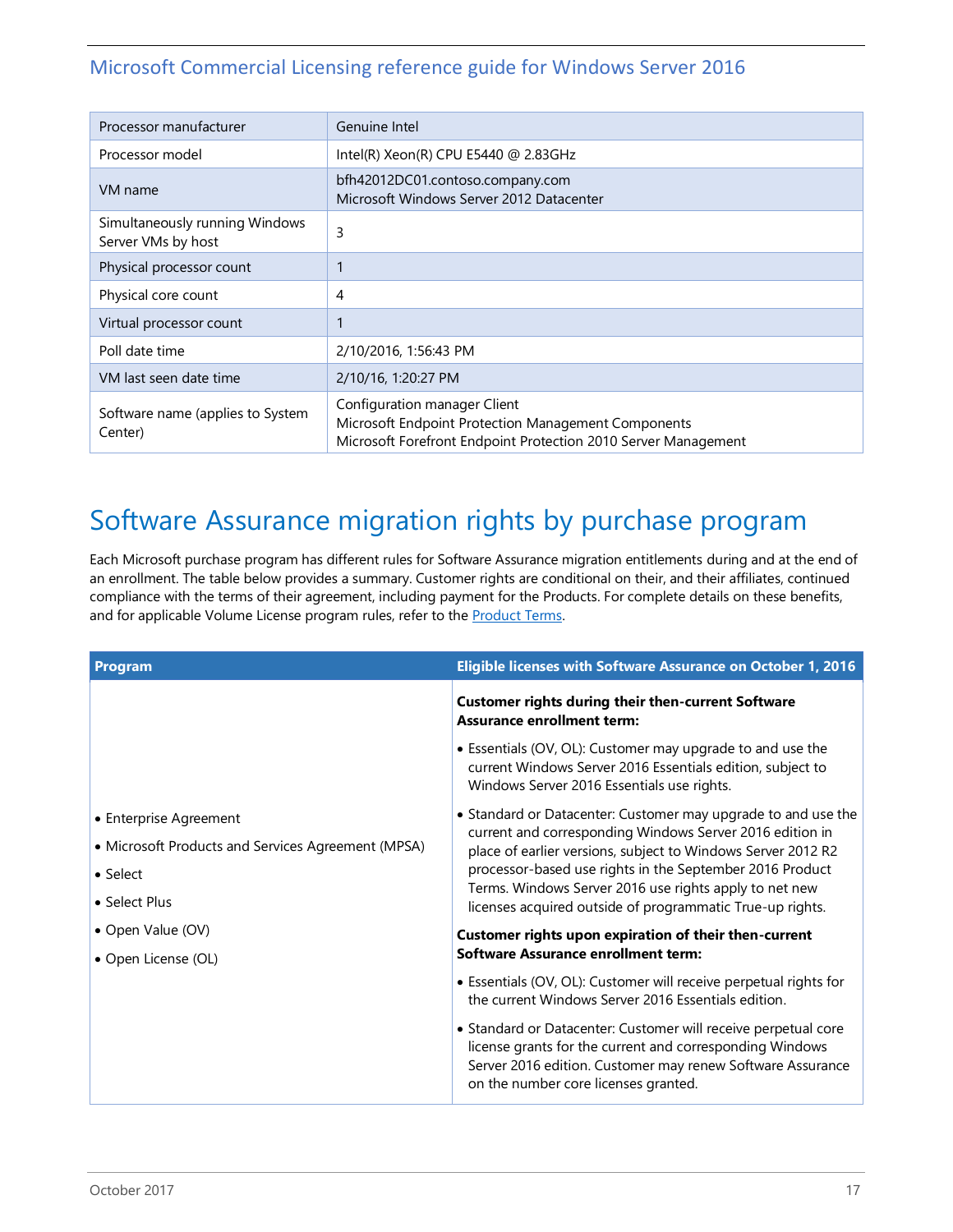| | |
|---|---|
| Processor manufacturer | Genuine Intel |
| Processor model | Intel(R) Xeon(R) CPU E5440 @ 2.83GHz |
| VM name | bfh42012DC01.contoso.company.com<br>Microsoft Windows Server 2012 Datacenter |
| Simultaneously running Windows Server VMs by host | 3 |
| Physical processor count | 1 |
| Physical core count | 4 |
| Virtual processor count | 1 |
| Poll date time | 2/10/2016, 1:56:43 PM |
| VM last seen date time | 2/10/16, 1:20:27 PM |
| Software name (applies to System Center) | Configuration manager Client<br>Microsoft Endpoint Protection Management Components<br>Microsoft Forefront Endpoint Protection 2010 Server Management |

# Software Assurance migration rights by purchase program

Each Microsoft purchase program has different rules for Software Assurance migration entitlements during and at the end of an enrollment. The table below provides a summary. Customer rights are conditional on their, and their affiliates, continued compliance with the terms of their agreement, including payment for the Products. For complete details on these benefits, and for applicable Volume License program rules, refer to the Product Terms.

| Program | Eligible licenses with Software Assurance on October 1, 2016 |
|---|---|
| • Enterprise Agreement<br>• Microsoft Products and Services Agreement (MPSA)<br>• Select<br>• Select Plus<br>• Open Value (OV)<br>• Open License (OL) | **Customer rights during their then-current Software Assurance enrollment term:**<br>• Essentials (OV, OL): Customer may upgrade to and use the current Windows Server 2016 Essentials edition, subject to Windows Server 2016 Essentials use rights.<br>• Standard or Datacenter: Customer may upgrade to and use the current and corresponding Windows Server 2016 edition in place of earlier versions, subject to Windows Server 2012 R2 processor-based use rights in the September 2016 Product Terms. Windows Server 2016 use rights apply to net new licenses acquired outside of programmatic True-up rights.<br>**Customer rights upon expiration of their then-current Software Assurance enrollment term:**<br>• Essentials (OV, OL): Customer will receive perpetual rights for the current Windows Server 2016 Essentials edition.<br>• Standard or Datacenter: Customer will receive perpetual core license grants for the current and corresponding Windows Server 2016 edition. Customer may renew Software Assurance on the number core licenses granted. |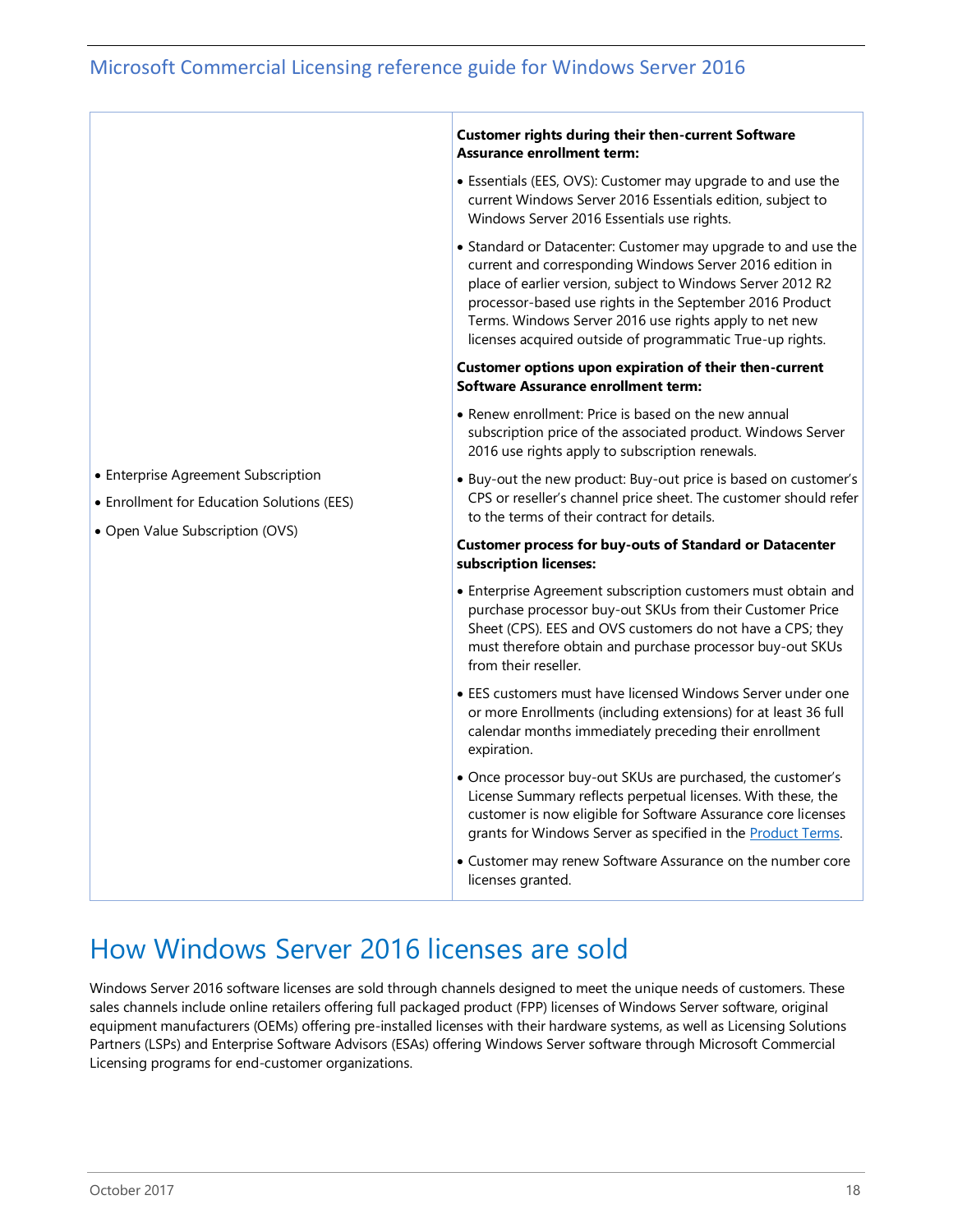| | |
|---|---|
| • Enterprise Agreement Subscription<br>• Enrollment for Education Solutions (EES)<br>• Open Value Subscription (OVS) | **Customer rights during their then-current Software Assurance enrollment term:**<br>• Essentials (EES, OVS): Customer may upgrade to and use the current Windows Server 2016 Essentials edition, subject to Windows Server 2016 Essentials use rights.<br>• Standard or Datacenter: Customer may upgrade to and use the current and corresponding Windows Server 2016 edition in place of earlier version, subject to Windows Server 2012 R2 processor-based use rights in the September 2016 Product Terms. Windows Server 2016 use rights apply to net new licenses acquired outside of programmatic True-up rights.<br>**Customer options upon expiration of their then-current Software Assurance enrollment term:**<br>• Renew enrollment: Price is based on the new annual subscription price of the associated product. Windows Server 2016 use rights apply to subscription renewals.<br>• Buy-out the new product: Buy-out price is based on customer's CPS or reseller's channel price sheet. The customer should refer to the terms of their contract for details.<br>**Customer process for buy-outs of Standard or Datacenter subscription licenses:**<br>• Enterprise Agreement subscription customers must obtain and purchase processor buy-out SKUs from their Customer Price Sheet (CPS). EES and OVS customers do not have a CPS; they must therefore obtain and purchase processor buy-out SKUs from their reseller.<br>• EES customers must have licensed Windows Server under one or more Enrollments (including extensions) for at least 36 full calendar months immediately preceding their enrollment expiration.<br>• Once processor buy-out SKUs are purchased, the customer's License Summary reflects perpetual licenses. With these, the customer is now eligible for Software Assurance core licenses grants for Windows Server as specified in the Product Terms.<br>• Customer may renew Software Assurance on the number core licenses granted. |

# How Windows Server 2016 licenses are sold

Windows Server 2016 software licenses are sold through channels designed to meet the unique needs of customers. These sales channels include online retailers offering full packaged product (FPP) licenses of Windows Server software, original equipment manufacturers (OEMs) offering pre-installed licenses with their hardware systems, as well as Licensing Solutions Partners (LSPs) and Enterprise Software Advisors (ESAs) offering Windows Server software through Microsoft Commercial Licensing programs for end-customer organizations.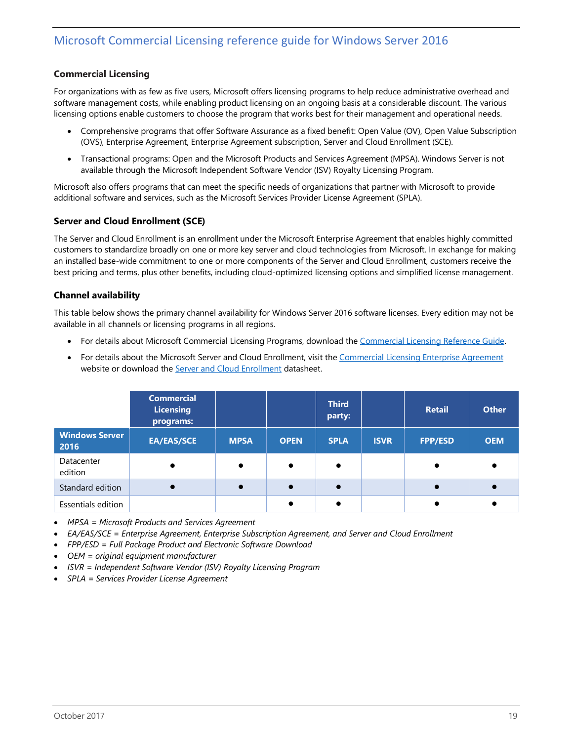## Microsoft Commercial Licensing reference guide for Windows Server 2016

### Commercial Licensing

For organizations with as few as five users, Microsoft offers licensing programs to help reduce administrative overhead and software management costs, while enabling product licensing on an ongoing basis at a considerable discount. The various licensing options enable customers to choose the program that works best for their management and operational needs.

- Comprehensive programs that offer Software Assurance as a fixed benefit: Open Value (OV), Open Value Subscription (OVS), Enterprise Agreement, Enterprise Agreement subscription, Server and Cloud Enrollment (SCE).
- Transactional programs: Open and the Microsoft Products and Services Agreement (MPSA). Windows Server is not available through the Microsoft Independent Software Vendor (ISV) Royalty Licensing Program.

Microsoft also offers programs that can meet the specific needs of organizations that partner with Microsoft to provide additional software and services, such as the Microsoft Services Provider License Agreement (SPLA).

### Server and Cloud Enrollment (SCE)

The Server and Cloud Enrollment is an enrollment under the Microsoft Enterprise Agreement that enables highly committed customers to standardize broadly on one or more key server and cloud technologies from Microsoft. In exchange for making an installed base-wide commitment to one or more components of the Server and Cloud Enrollment, customers receive the best pricing and terms, plus other benefits, including cloud-optimized licensing options and simplified license management.

### Channel availability

This table below shows the primary channel availability for Windows Server 2016 software licenses. Every edition may not be available in all channels or licensing programs in all regions.

- For details about Microsoft Commercial Licensing Programs, download the [Commercial Licensing Reference Guide](#).
- For details about the Microsoft Server and Cloud Enrollment, visit the [Commercial Licensing Enterprise Agreement](#) website or download the [Server and Cloud Enrollment](#) datasheet.

| | Commercial Licensing programs: | | | Third party: | | Retail | Other |
|---|---|---|---|---|---|---|---|
| **Windows Server 2016** | **EA/EAS/SCE** | **MPSA** | **OPEN** | **SPLA** | **ISVR** | **FPP/ESD** | **OEM** |
| Datacenter edition | ● | ● | ● | ● | | ● | ● |
| Standard edition | ● | ● | ● | ● | | ● | ● |
| Essentials edition | | | ● | ● | | ● | ● |

- *MPSA = Microsoft Products and Services Agreement*
- *EA/EAS/SCE = Enterprise Agreement, Enterprise Subscription Agreement, and Server and Cloud Enrollment*
- *FPP/ESD = Full Package Product and Electronic Software Download*
- *OEM = original equipment manufacturer*
- *ISVR = Independent Software Vendor (ISV) Royalty Licensing Program*
- *SPLA = Services Provider License Agreement*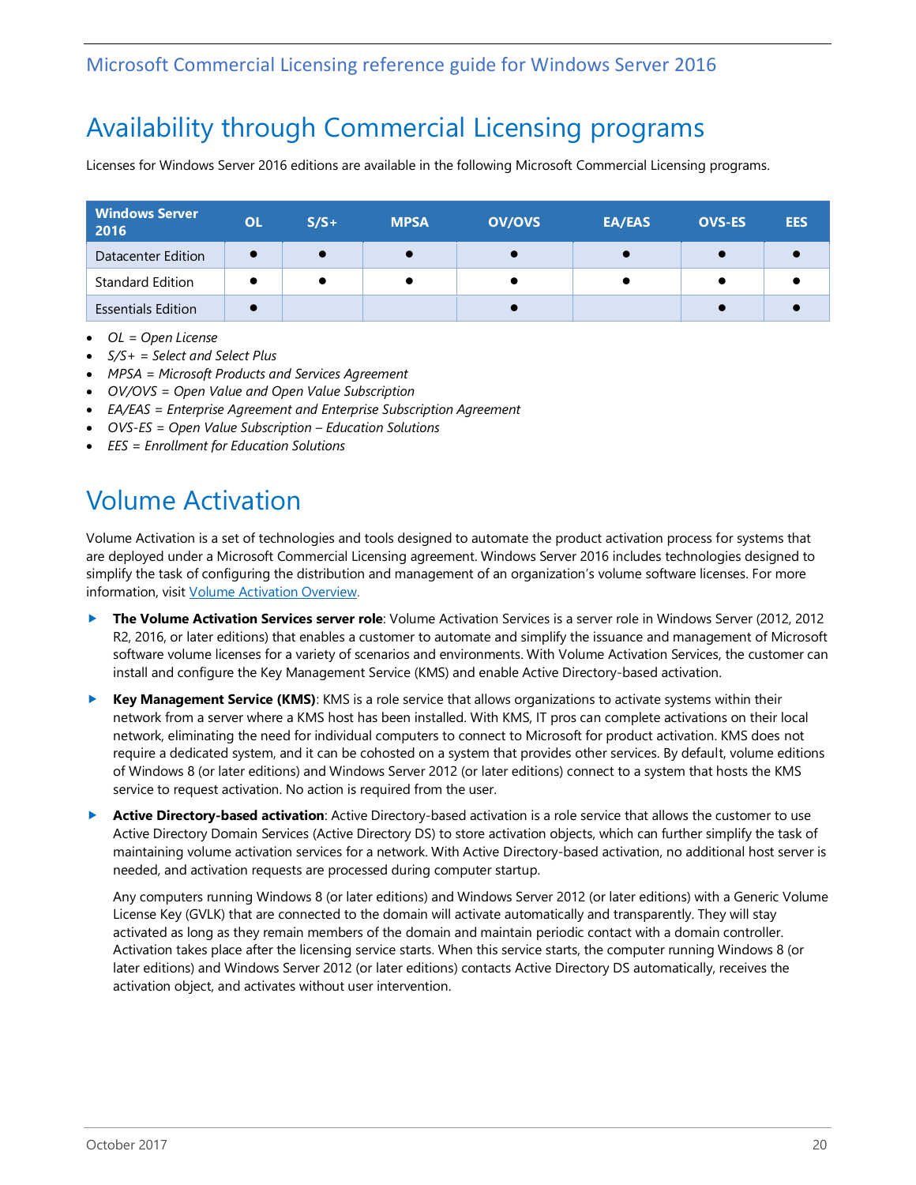## Availability through Commercial Licensing programs

Licenses for Windows Server 2016 editions are available in the following Microsoft Commercial Licensing programs.

| Windows Server 2016 | OL | S/S+ | MPSA | OV/OVS | EA/EAS | OVS-ES | EES |
|---|---|---|---|---|---|---|---|
| Datacenter Edition | ● | ● | ● | ● | ● | ● | ● |
| Standard Edition | ● | ● | ● | ● | ● | ● | ● |
| Essentials Edition | ● | | | ● | | ● | ● |

- *OL = Open License*
- *S/S+ = Select and Select Plus*
- *MPSA = Microsoft Products and Services Agreement*
- *OV/OVS = Open Value and Open Value Subscription*
- *EA/EAS = Enterprise Agreement and Enterprise Subscription Agreement*
- *OVS-ES = Open Value Subscription – Education Solutions*
- *EES = Enrollment for Education Solutions*

## Volume Activation

Volume Activation is a set of technologies and tools designed to automate the product activation process for systems that are deployed under a Microsoft Commercial Licensing agreement. Windows Server 2016 includes technologies designed to simplify the task of configuring the distribution and management of an organization's volume software licenses. For more information, visit Volume Activation Overview.

- **The Volume Activation Services server role**: Volume Activation Services is a server role in Windows Server (2012, 2012 R2, 2016, or later editions) that enables a customer to automate and simplify the issuance and management of Microsoft software volume licenses for a variety of scenarios and environments. With Volume Activation Services, the customer can install and configure the Key Management Service (KMS) and enable Active Directory-based activation.
- **Key Management Service (KMS)**: KMS is a role service that allows organizations to activate systems within their network from a server where a KMS host has been installed. With KMS, IT pros can complete activations on their local network, eliminating the need for individual computers to connect to Microsoft for product activation. KMS does not require a dedicated system, and it can be cohosted on a system that provides other services. By default, volume editions of Windows 8 (or later editions) and Windows Server 2012 (or later editions) connect to a system that hosts the KMS service to request activation. No action is required from the user.
- **Active Directory-based activation**: Active Directory-based activation is a role service that allows the customer to use Active Directory Domain Services (Active Directory DS) to store activation objects, which can further simplify the task of maintaining volume activation services for a network. With Active Directory-based activation, no additional host server is needed, and activation requests are processed during computer startup.

  Any computers running Windows 8 (or later editions) and Windows Server 2012 (or later editions) with a Generic Volume License Key (GVLK) that are connected to the domain will activate automatically and transparently. They will stay activated as long as they remain members of the domain and maintain periodic contact with a domain controller. Activation takes place after the licensing service starts. When this service starts, the computer running Windows 8 (or later editions) and Windows Server 2012 (or later editions) contacts Active Directory DS automatically, receives the activation object, and activates without user intervention.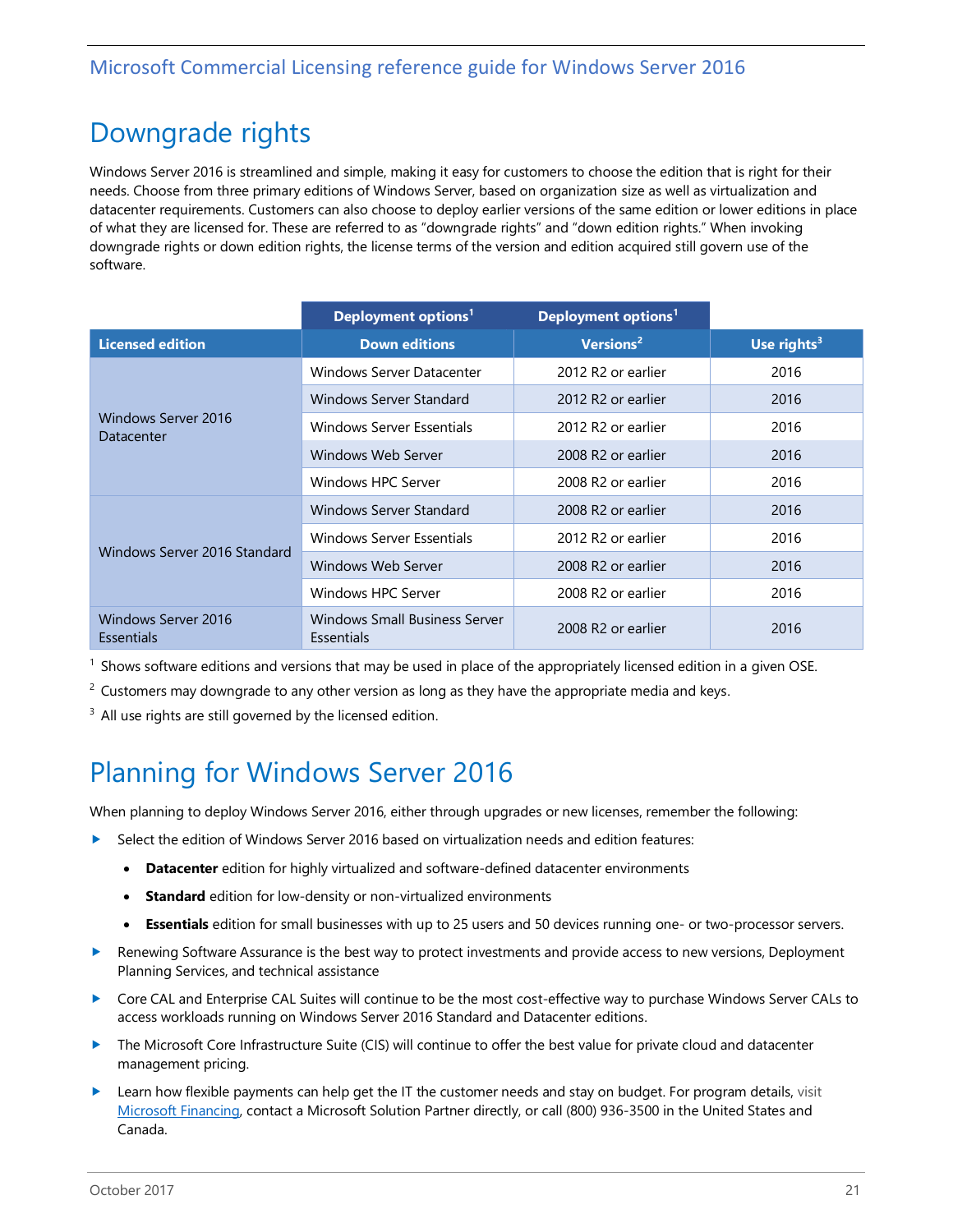# Downgrade rights

Windows Server 2016 is streamlined and simple, making it easy for customers to choose the edition that is right for their needs. Choose from three primary editions of Windows Server, based on organization size as well as virtualization and datacenter requirements. Customers can also choose to deploy earlier versions of the same edition or lower editions in place of what they are licensed for. These are referred to as "downgrade rights" and "down edition rights." When invoking downgrade rights or down edition rights, the license terms of the version and edition acquired still govern use of the software.

| | Deployment options[1] | Deployment options[1] | |
|---|---|---|---|
| **Licensed edition** | **Down editions** | **Versions[2]** | **Use rights[3]** |
| Windows Server 2016 Datacenter | Windows Server Datacenter | 2012 R2 or earlier | 2016 |
| | Windows Server Standard | 2012 R2 or earlier | 2016 |
| | Windows Server Essentials | 2012 R2 or earlier | 2016 |
| | Windows Web Server | 2008 R2 or earlier | 2016 |
| | Windows HPC Server | 2008 R2 or earlier | 2016 |
| Windows Server 2016 Standard | Windows Server Standard | 2008 R2 or earlier | 2016 |
| | Windows Server Essentials | 2012 R2 or earlier | 2016 |
| | Windows Web Server | 2008 R2 or earlier | 2016 |
| | Windows HPC Server | 2008 R2 or earlier | 2016 |
| Windows Server 2016 Essentials | Windows Small Business Server Essentials | 2008 R2 or earlier | 2016 |

[1] Shows software editions and versions that may be used in place of the appropriately licensed edition in a given OSE.

[2] Customers may downgrade to any other version as long as they have the appropriate media and keys.

[3] All use rights are still governed by the licensed edition.

# Planning for Windows Server 2016

When planning to deploy Windows Server 2016, either through upgrades or new licenses, remember the following:

- Select the edition of Windows Server 2016 based on virtualization needs and edition features:
  - **Datacenter** edition for highly virtualized and software-defined datacenter environments
  - **Standard** edition for low-density or non-virtualized environments
  - **Essentials** edition for small businesses with up to 25 users and 50 devices running one- or two-processor servers.
- Renewing Software Assurance is the best way to protect investments and provide access to new versions, Deployment Planning Services, and technical assistance
- Core CAL and Enterprise CAL Suites will continue to be the most cost-effective way to purchase Windows Server CALs to access workloads running on Windows Server 2016 Standard and Datacenter editions.
- The Microsoft Core Infrastructure Suite (CIS) will continue to offer the best value for private cloud and datacenter management pricing.
- Learn how flexible payments can help get the IT the customer needs and stay on budget. For program details, visit Microsoft Financing, contact a Microsoft Solution Partner directly, or call (800) 936-3500 in the United States and Canada.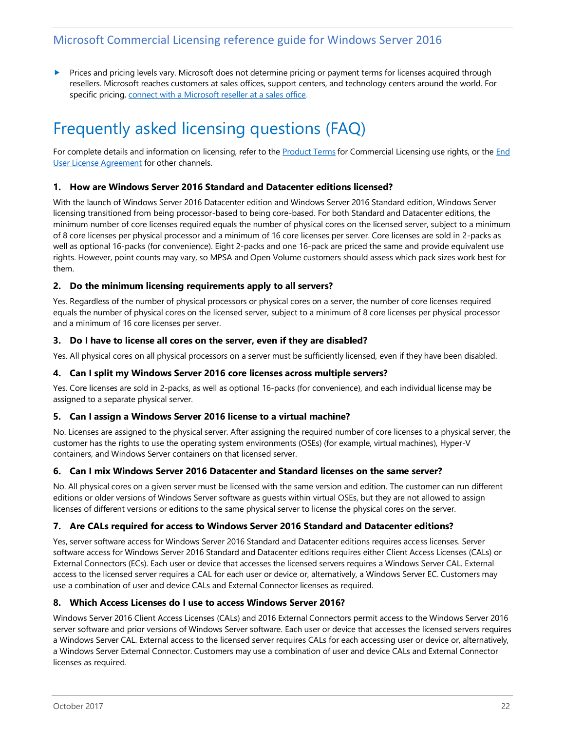- Prices and pricing levels vary. Microsoft does not determine pricing or payment terms for licenses acquired through resellers. Microsoft reaches customers at sales offices, support centers, and technology centers around the world. For specific pricing, [connect with a Microsoft reseller at a sales office](#).

# Frequently asked licensing questions (FAQ)

For complete details and information on licensing, refer to the [Product Terms](#) for Commercial Licensing use rights, or the [End User License Agreement](#) for other channels.

### 1. How are Windows Server 2016 Standard and Datacenter editions licensed?

With the launch of Windows Server 2016 Datacenter edition and Windows Server 2016 Standard edition, Windows Server licensing transitioned from being processor-based to being core-based. For both Standard and Datacenter editions, the minimum number of core licenses required equals the number of physical cores on the licensed server, subject to a minimum of 8 core licenses per physical processor and a minimum of 16 core licenses per server. Core licenses are sold in 2-packs as well as optional 16-packs (for convenience). Eight 2-packs and one 16-pack are priced the same and provide equivalent use rights. However, point counts may vary, so MPSA and Open Volume customers should assess which pack sizes work best for them.

### 2. Do the minimum licensing requirements apply to all servers?

Yes. Regardless of the number of physical processors or physical cores on a server, the number of core licenses required equals the number of physical cores on the licensed server, subject to a minimum of 8 core licenses per physical processor and a minimum of 16 core licenses per server.

### 3. Do I have to license all cores on the server, even if they are disabled?

Yes. All physical cores on all physical processors on a server must be sufficiently licensed, even if they have been disabled.

### 4. Can I split my Windows Server 2016 core licenses across multiple servers?

Yes. Core licenses are sold in 2-packs, as well as optional 16-packs (for convenience), and each individual license may be assigned to a separate physical server.

### 5. Can I assign a Windows Server 2016 license to a virtual machine?

No. Licenses are assigned to the physical server. After assigning the required number of core licenses to a physical server, the customer has the rights to use the operating system environments (OSEs) (for example, virtual machines), Hyper-V containers, and Windows Server containers on that licensed server.

### 6. Can I mix Windows Server 2016 Datacenter and Standard licenses on the same server?

No. All physical cores on a given server must be licensed with the same version and edition. The customer can run different editions or older versions of Windows Server software as guests within virtual OSEs, but they are not allowed to assign licenses of different versions or editions to the same physical server to license the physical cores on the server.

### 7. Are CALs required for access to Windows Server 2016 Standard and Datacenter editions?

Yes, server software access for Windows Server 2016 Standard and Datacenter editions requires access licenses. Server software access for Windows Server 2016 Standard and Datacenter editions requires either Client Access Licenses (CALs) or External Connectors (ECs). Each user or device that accesses the licensed servers requires a Windows Server CAL. External access to the licensed server requires a CAL for each user or device or, alternatively, a Windows Server EC. Customers may use a combination of user and device CALs and External Connector licenses as required.

### 8. Which Access Licenses do I use to access Windows Server 2016?

Windows Server 2016 Client Access Licenses (CALs) and 2016 External Connectors permit access to the Windows Server 2016 server software and prior versions of Windows Server software. Each user or device that accesses the licensed servers requires a Windows Server CAL. External access to the licensed server requires CALs for each accessing user or device or, alternatively, a Windows Server External Connector. Customers may use a combination of user and device CALs and External Connector licenses as required.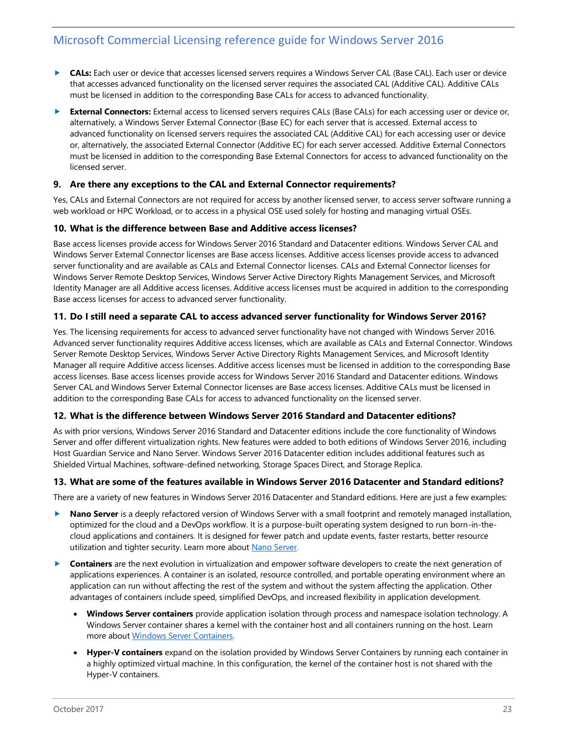- **CALs:** Each user or device that accesses licensed servers requires a Windows Server CAL (Base CAL). Each user or device that accesses advanced functionality on the licensed server requires the associated CAL (Additive CAL). Additive CALs must be licensed in addition to the corresponding Base CALs for access to advanced functionality.
- **External Connectors:** External access to licensed servers requires CALs (Base CALs) for each accessing user or device or, alternatively, a Windows Server External Connector (Base EC) for each server that is accessed. External access to advanced functionality on licensed servers requires the associated CAL (Additive CAL) for each accessing user or device or, alternatively, the associated External Connector (Additive EC) for each server accessed. Additive External Connectors must be licensed in addition to the corresponding Base External Connectors for access to advanced functionality on the licensed server.

### 9. Are there any exceptions to the CAL and External Connector requirements?

Yes, CALs and External Connectors are not required for access by another licensed server, to access server software running a web workload or HPC Workload, or to access in a physical OSE used solely for hosting and managing virtual OSEs.

### 10. What is the difference between Base and Additive access licenses?

Base access licenses provide access for Windows Server 2016 Standard and Datacenter editions. Windows Server CAL and Windows Server External Connector licenses are Base access licenses. Additive access licenses provide access to advanced server functionality and are available as CALs and External Connector licenses. CALs and External Connector licenses for Windows Server Remote Desktop Services, Windows Server Active Directory Rights Management Services, and Microsoft Identity Manager are all Additive access licenses. Additive access licenses must be acquired in addition to the corresponding Base access licenses for access to advanced server functionality.

### 11. Do I still need a separate CAL to access advanced server functionality for Windows Server 2016?

Yes. The licensing requirements for access to advanced server functionality have not changed with Windows Server 2016. Advanced server functionality requires Additive access licenses, which are available as CALs and External Connector. Windows Server Remote Desktop Services, Windows Server Active Directory Rights Management Services, and Microsoft Identity Manager all require Additive access licenses. Additive access licenses must be licensed in addition to the corresponding Base access licenses. Base access licenses provide access for Windows Server 2016 Standard and Datacenter editions. Windows Server CAL and Windows Server External Connector licenses are Base access licenses. Additive CALs must be licensed in addition to the corresponding Base CALs for access to advanced functionality on the licensed server.

### 12. What is the difference between Windows Server 2016 Standard and Datacenter editions?

As with prior versions, Windows Server 2016 Standard and Datacenter editions include the core functionality of Windows Server and offer different virtualization rights. New features were added to both editions of Windows Server 2016, including Host Guardian Service and Nano Server. Windows Server 2016 Datacenter edition includes additional features such as Shielded Virtual Machines, software-defined networking, Storage Spaces Direct, and Storage Replica.

### 13. What are some of the features available in Windows Server 2016 Datacenter and Standard editions?

There are a variety of new features in Windows Server 2016 Datacenter and Standard editions. Here are just a few examples:

- **Nano Server** is a deeply refactored version of Windows Server with a small footprint and remotely managed installation, optimized for the cloud and a DevOps workflow. It is a purpose-built operating system designed to run born-in-the-cloud applications and containers. It is designed for fewer patch and update events, faster restarts, better resource utilization and tighter security. Learn more about [Nano Server](#).
- **Containers** are the next evolution in virtualization and empower software developers to create the next generation of applications experiences. A container is an isolated, resource controlled, and portable operating environment where an application can run without affecting the rest of the system and without the system affecting the application. Other advantages of containers include speed, simplified DevOps, and increased flexibility in application development.
  - **Windows Server containers** provide application isolation through process and namespace isolation technology. A Windows Server container shares a kernel with the container host and all containers running on the host. Learn more about [Windows Server Containers](#).
  - **Hyper-V containers** expand on the isolation provided by Windows Server Containers by running each container in a highly optimized virtual machine. In this configuration, the kernel of the container host is not shared with the Hyper-V containers.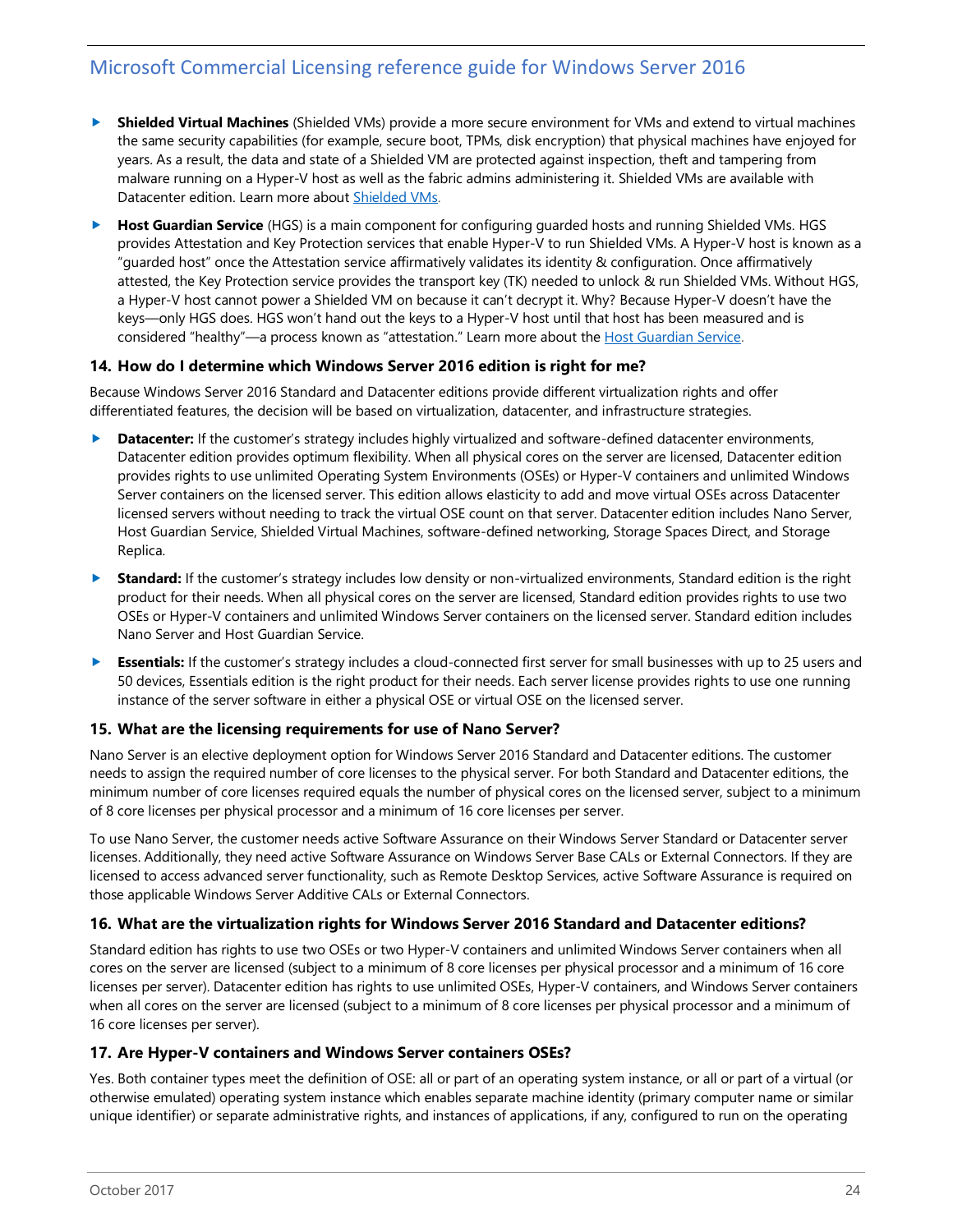- **Shielded Virtual Machines** (Shielded VMs) provide a more secure environment for VMs and extend to virtual machines the same security capabilities (for example, secure boot, TPMs, disk encryption) that physical machines have enjoyed for years. As a result, the data and state of a Shielded VM are protected against inspection, theft and tampering from malware running on a Hyper-V host as well as the fabric admins administering it. Shielded VMs are available with Datacenter edition. Learn more about Shielded VMs.
- **Host Guardian Service** (HGS) is a main component for configuring guarded hosts and running Shielded VMs. HGS provides Attestation and Key Protection services that enable Hyper-V to run Shielded VMs. A Hyper-V host is known as a "guarded host" once the Attestation service affirmatively validates its identity & configuration. Once affirmatively attested, the Key Protection service provides the transport key (TK) needed to unlock & run Shielded VMs. Without HGS, a Hyper-V host cannot power a Shielded VM on because it can't decrypt it. Why? Because Hyper-V doesn't have the keys—only HGS does. HGS won't hand out the keys to a Hyper-V host until that host has been measured and is considered "healthy"—a process known as "attestation." Learn more about the Host Guardian Service.

### 14. How do I determine which Windows Server 2016 edition is right for me?

Because Windows Server 2016 Standard and Datacenter editions provide different virtualization rights and offer differentiated features, the decision will be based on virtualization, datacenter, and infrastructure strategies.

- **Datacenter:** If the customer's strategy includes highly virtualized and software-defined datacenter environments, Datacenter edition provides optimum flexibility. When all physical cores on the server are licensed, Datacenter edition provides rights to use unlimited Operating System Environments (OSEs) or Hyper-V containers and unlimited Windows Server containers on the licensed server. This edition allows elasticity to add and move virtual OSEs across Datacenter licensed servers without needing to track the virtual OSE count on that server. Datacenter edition includes Nano Server, Host Guardian Service, Shielded Virtual Machines, software-defined networking, Storage Spaces Direct, and Storage Replica.
- **Standard:** If the customer's strategy includes low density or non-virtualized environments, Standard edition is the right product for their needs. When all physical cores on the server are licensed, Standard edition provides rights to use two OSEs or Hyper-V containers and unlimited Windows Server containers on the licensed server. Standard edition includes Nano Server and Host Guardian Service.
- **Essentials:** If the customer's strategy includes a cloud-connected first server for small businesses with up to 25 users and 50 devices, Essentials edition is the right product for their needs. Each server license provides rights to use one running instance of the server software in either a physical OSE or virtual OSE on the licensed server.

### 15. What are the licensing requirements for use of Nano Server?

Nano Server is an elective deployment option for Windows Server 2016 Standard and Datacenter editions. The customer needs to assign the required number of core licenses to the physical server. For both Standard and Datacenter editions, the minimum number of core licenses required equals the number of physical cores on the licensed server, subject to a minimum of 8 core licenses per physical processor and a minimum of 16 core licenses per server.

To use Nano Server, the customer needs active Software Assurance on their Windows Server Standard or Datacenter server licenses. Additionally, they need active Software Assurance on Windows Server Base CALs or External Connectors. If they are licensed to access advanced server functionality, such as Remote Desktop Services, active Software Assurance is required on those applicable Windows Server Additive CALs or External Connectors.

### 16. What are the virtualization rights for Windows Server 2016 Standard and Datacenter editions?

Standard edition has rights to use two OSEs or two Hyper-V containers and unlimited Windows Server containers when all cores on the server are licensed (subject to a minimum of 8 core licenses per physical processor and a minimum of 16 core licenses per server). Datacenter edition has rights to use unlimited OSEs, Hyper-V containers, and Windows Server containers when all cores on the server are licensed (subject to a minimum of 8 core licenses per physical processor and a minimum of 16 core licenses per server).

### 17. Are Hyper-V containers and Windows Server containers OSEs?

Yes. Both container types meet the definition of OSE: all or part of an operating system instance, or all or part of a virtual (or otherwise emulated) operating system instance which enables separate machine identity (primary computer name or similar unique identifier) or separate administrative rights, and instances of applications, if any, configured to run on the operating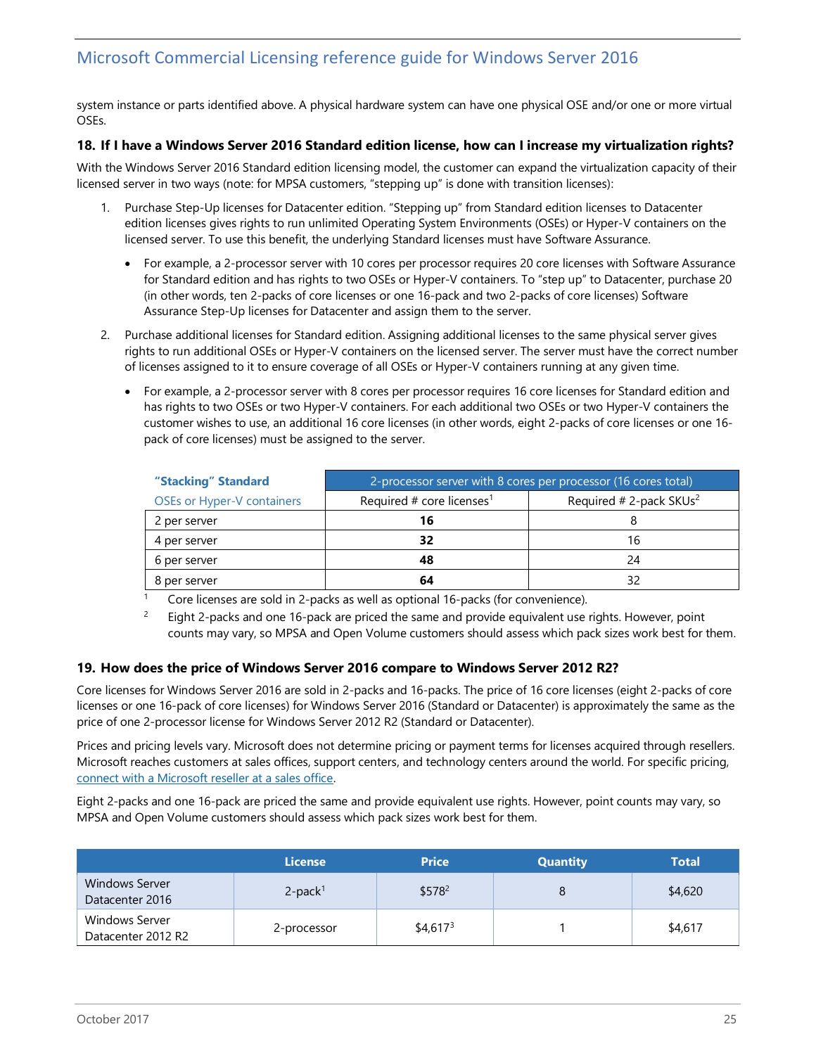system instance or parts identified above. A physical hardware system can have one physical OSE and/or one or more virtual OSEs.

### 18. If I have a Windows Server 2016 Standard edition license, how can I increase my virtualization rights?

With the Windows Server 2016 Standard edition licensing model, the customer can expand the virtualization capacity of their licensed server in two ways (note: for MPSA customers, "stepping up" is done with transition licenses):

1. Purchase Step-Up licenses for Datacenter edition. "Stepping up" from Standard edition licenses to Datacenter edition licenses gives rights to run unlimited Operating System Environments (OSEs) or Hyper-V containers on the licensed server. To use this benefit, the underlying Standard licenses must have Software Assurance.
   - For example, a 2-processor server with 10 cores per processor requires 20 core licenses with Software Assurance for Standard edition and has rights to two OSEs or Hyper-V containers. To "step up" to Datacenter, purchase 20 (in other words, ten 2-packs of core licenses or one 16-pack and two 2-packs of core licenses) Software Assurance Step-Up licenses for Datacenter and assign them to the server.
2. Purchase additional licenses for Standard edition. Assigning additional licenses to the same physical server gives rights to run additional OSEs or Hyper-V containers on the licensed server. The server must have the correct number of licenses assigned to it to ensure coverage of all OSEs or Hyper-V containers running at any given time.
   - For example, a 2-processor server with 8 cores per processor requires 16 core licenses for Standard edition and has rights to two OSEs or two Hyper-V containers. For each additional two OSEs or two Hyper-V containers the customer wishes to use, an additional 16 core licenses (in other words, eight 2-packs of core licenses or one 16-pack of core licenses) must be assigned to the server.

| **"Stacking" Standard** | 2-processor server with 8 cores per processor (16 cores total) | |
|---|---|---|
| OSEs or Hyper-V containers | Required # core licenses[1] | Required # 2-pack SKUs[2] |
| 2 per server | **16** | 8 |
| 4 per server | **32** | 16 |
| 6 per server | **48** | 24 |
| 8 per server | **64** | 32 |

[1] Core licenses are sold in 2-packs as well as optional 16-packs (for convenience).

[2] Eight 2-packs and one 16-pack are priced the same and provide equivalent use rights. However, point counts may vary, so MPSA and Open Volume customers should assess which pack sizes work best for them.

### 19. How does the price of Windows Server 2016 compare to Windows Server 2012 R2?

Core licenses for Windows Server 2016 are sold in 2-packs and 16-packs. The price of 16 core licenses (eight 2-packs of core licenses or one 16-pack of core licenses) for Windows Server 2016 (Standard or Datacenter) is approximately the same as the price of one 2-processor license for Windows Server 2012 R2 (Standard or Datacenter).

Prices and pricing levels vary. Microsoft does not determine pricing or payment terms for licenses acquired through resellers. Microsoft reaches customers at sales offices, support centers, and technology centers around the world. For specific pricing, connect with a Microsoft reseller at a sales office.

Eight 2-packs and one 16-pack are priced the same and provide equivalent use rights. However, point counts may vary, so MPSA and Open Volume customers should assess which pack sizes work best for them.

| | License | Price | Quantity | Total |
|---|---|---|---|---|
| Windows Server Datacenter 2016 | 2-pack[1] | $578[2] | 8 | $4,620 |
| Windows Server Datacenter 2012 R2 | 2-processor | $4,617[3] | 1 | $4,617 |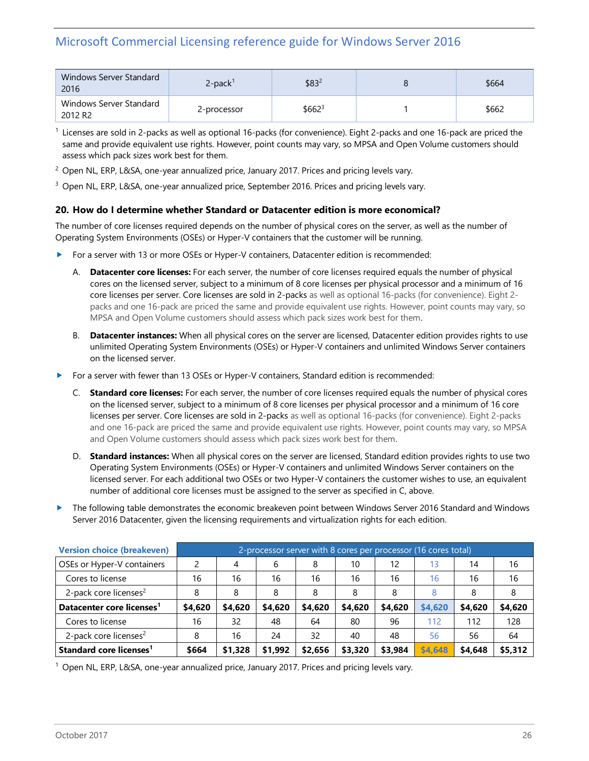| | | | | |
|---|---|---|---|---|
| Windows Server Standard 2016 | 2-pack[1] | $83[2] | 8 | $664 |
| Windows Server Standard 2012 R2 | 2-processor | $662[3] | 1 | $662 |

[1] Licenses are sold in 2-packs as well as optional 16-packs (for convenience). Eight 2-packs and one 16-pack are priced the same and provide equivalent use rights. However, point counts may vary, so MPSA and Open Volume customers should assess which pack sizes work best for them.

[2] Open NL, ERP, L&SA, one-year annualized price, January 2017. Prices and pricing levels vary.

[3] Open NL, ERP, L&SA, one-year annualized price, September 2016. Prices and pricing levels vary.

### 20. How do I determine whether Standard or Datacenter edition is more economical?

The number of core licenses required depends on the number of physical cores on the server, as well as the number of Operating System Environments (OSEs) or Hyper-V containers that the customer will be running.

- For a server with 13 or more OSEs or Hyper-V containers, Datacenter edition is recommended:

  A. **Datacenter core licenses:** For each server, the number of core licenses required equals the number of physical cores on the licensed server, subject to a minimum of 8 core licenses per physical processor and a minimum of 16 core licenses per server. Core licenses are sold in 2-packs as well as optional 16-packs (for convenience). Eight 2-packs and one 16-pack are priced the same and provide equivalent use rights. However, point counts may vary, so MPSA and Open Volume customers should assess which pack sizes work best for them.

  B. **Datacenter instances:** When all physical cores on the server are licensed, Datacenter edition provides rights to use unlimited Operating System Environments (OSEs) or Hyper-V containers and unlimited Windows Server containers on the licensed server.

- For a server with fewer than 13 OSEs or Hyper-V containers, Standard edition is recommended:

  C. **Standard core licenses:** For each server, the number of core licenses required equals the number of physical cores on the licensed server, subject to a minimum of 8 core licenses per physical processor and a minimum of 16 core licenses per server. Core licenses are sold in 2-packs as well as optional 16-packs (for convenience). Eight 2-packs and one 16-pack are priced the same and provide equivalent use rights. However, point counts may vary, so MPSA and Open Volume customers should assess which pack sizes work best for them.

  D. **Standard instances:** When all physical cores on the server are licensed, Standard edition provides rights to use two Operating System Environments (OSEs) or Hyper-V containers and unlimited Windows Server containers on the licensed server. For each additional two OSEs or two Hyper-V containers the customer wishes to use, an equivalent number of additional core licenses must be assigned to the server as specified in C, above.

- The following table demonstrates the economic breakeven point between Windows Server 2016 Standard and Windows Server 2016 Datacenter, given the licensing requirements and virtualization rights for each edition.

| **Version choice (breakeven)** | 2-processor server with 8 cores per processor (16 cores total) | | | | | | | | |
|---|---|---|---|---|---|---|---|---|---|
| OSEs or Hyper-V containers | 2 | 4 | 6 | 8 | 10 | 12 | 13 | 14 | 16 |
| Cores to license | 16 | 16 | 16 | 16 | 16 | 16 | 16 | 16 | 16 |
| 2-pack core licenses[2] | 8 | 8 | 8 | 8 | 8 | 8 | 8 | 8 | 8 |
| **Datacenter core licenses[1]** | **$4,620** | **$4,620** | **$4,620** | **$4,620** | **$4,620** | **$4,620** | **$4,620** | **$4,620** | **$4,620** |
| Cores to license | 16 | 32 | 48 | 64 | 80 | 96 | 112 | 112 | 128 |
| 2-pack core licenses[2] | 8 | 16 | 24 | 32 | 40 | 48 | 56 | 56 | 64 |
| **Standard core licenses[1]** | **$664** | **$1,328** | **$1,992** | **$2,656** | **$3,320** | **$3,984** | **$4,648** | **$4,648** | **$5,312** |

[1] Open NL, ERP, L&SA, one-year annualized price, January 2017. Prices and pricing levels vary.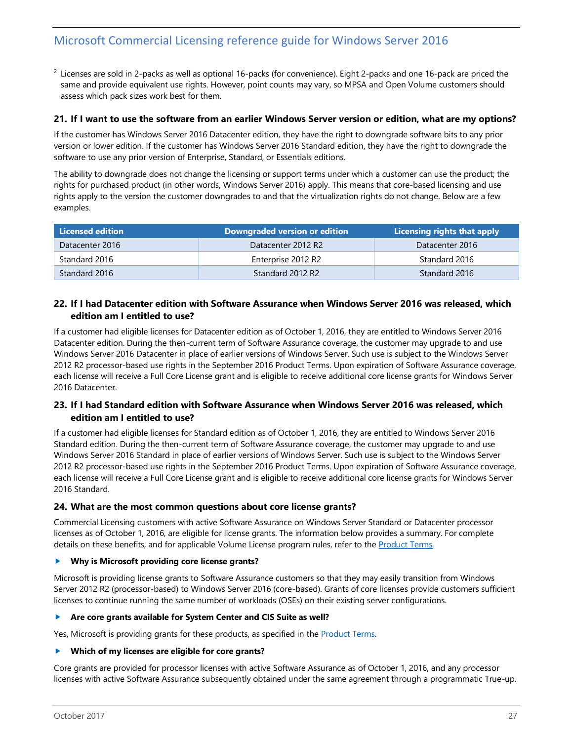[2] Licenses are sold in 2-packs as well as optional 16-packs (for convenience). Eight 2-packs and one 16-pack are priced the same and provide equivalent use rights. However, point counts may vary, so MPSA and Open Volume customers should assess which pack sizes work best for them.

### 21. If I want to use the software from an earlier Windows Server version or edition, what are my options?

If the customer has Windows Server 2016 Datacenter edition, they have the right to downgrade software bits to any prior version or lower edition. If the customer has Windows Server 2016 Standard edition, they have the right to downgrade the software to use any prior version of Enterprise, Standard, or Essentials editions.

The ability to downgrade does not change the licensing or support terms under which a customer can use the product; the rights for purchased product (in other words, Windows Server 2016) apply. This means that core-based licensing and use rights apply to the version the customer downgrades to and that the virtualization rights do not change. Below are a few examples.

| Licensed edition | Downgraded version or edition | Licensing rights that apply |
|---|---|---|
| Datacenter 2016 | Datacenter 2012 R2 | Datacenter 2016 |
| Standard 2016 | Enterprise 2012 R2 | Standard 2016 |
| Standard 2016 | Standard 2012 R2 | Standard 2016 |

### 22. If I had Datacenter edition with Software Assurance when Windows Server 2016 was released, which edition am I entitled to use?

If a customer had eligible licenses for Datacenter edition as of October 1, 2016, they are entitled to Windows Server 2016 Datacenter edition. During the then-current term of Software Assurance coverage, the customer may upgrade to and use Windows Server 2016 Datacenter in place of earlier versions of Windows Server. Such use is subject to the Windows Server 2012 R2 processor-based use rights in the September 2016 Product Terms. Upon expiration of Software Assurance coverage, each license will receive a Full Core License grant and is eligible to receive additional core license grants for Windows Server 2016 Datacenter.

### 23. If I had Standard edition with Software Assurance when Windows Server 2016 was released, which edition am I entitled to use?

If a customer had eligible licenses for Standard edition as of October 1, 2016, they are entitled to Windows Server 2016 Standard edition. During the then-current term of Software Assurance coverage, the customer may upgrade to and use Windows Server 2016 Standard in place of earlier versions of Windows Server. Such use is subject to the Windows Server 2012 R2 processor-based use rights in the September 2016 Product Terms. Upon expiration of Software Assurance coverage, each license will receive a Full Core License grant and is eligible to receive additional core license grants for Windows Server 2016 Standard.

### 24. What are the most common questions about core license grants?

Commercial Licensing customers with active Software Assurance on Windows Server Standard or Datacenter processor licenses as of October 1, 2016, are eligible for license grants. The information below provides a summary. For complete details on these benefits, and for applicable Volume License program rules, refer to the Product Terms.

- **Why is Microsoft providing core license grants?**

Microsoft is providing license grants to Software Assurance customers so that they may easily transition from Windows Server 2012 R2 (processor-based) to Windows Server 2016 (core-based). Grants of core licenses provide customers sufficient licenses to continue running the same number of workloads (OSEs) on their existing server configurations.

- **Are core grants available for System Center and CIS Suite as well?**

Yes, Microsoft is providing grants for these products, as specified in the Product Terms.

- **Which of my licenses are eligible for core grants?**

Core grants are provided for processor licenses with active Software Assurance as of October 1, 2016, and any processor licenses with active Software Assurance subsequently obtained under the same agreement through a programmatic True-up.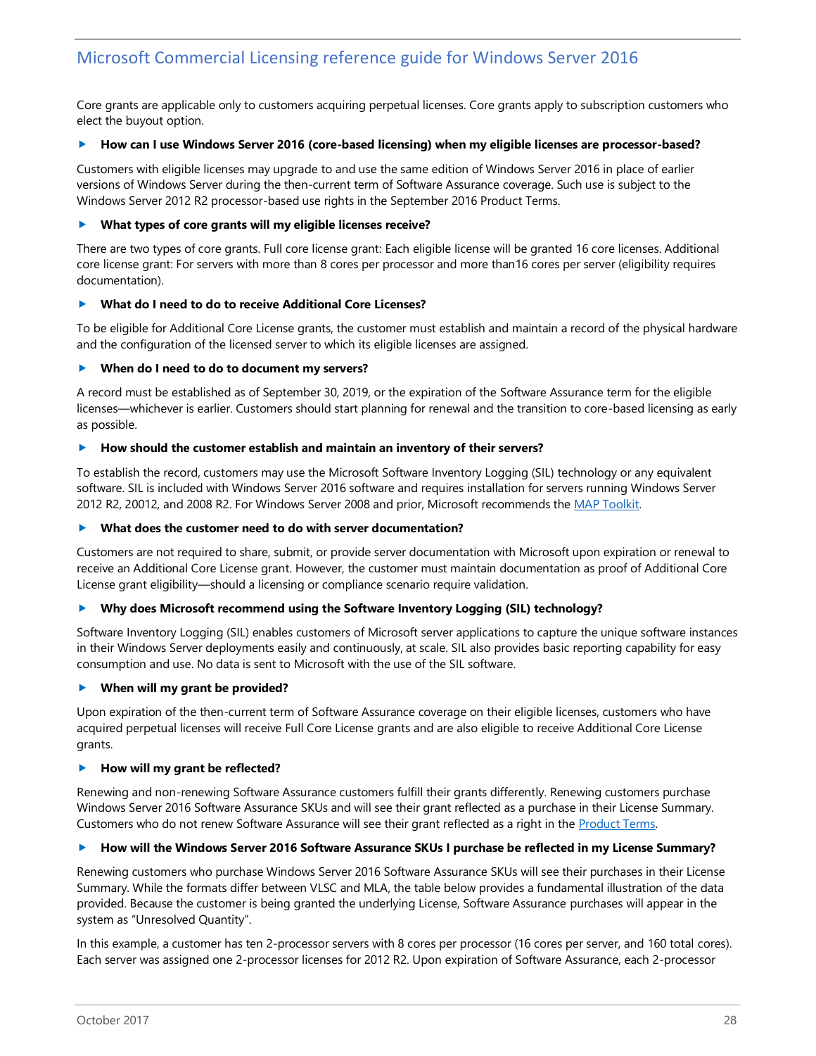Core grants are applicable only to customers acquiring perpetual licenses. Core grants apply to subscription customers who elect the buyout option.

- **How can I use Windows Server 2016 (core-based licensing) when my eligible licenses are processor-based?**

Customers with eligible licenses may upgrade to and use the same edition of Windows Server 2016 in place of earlier versions of Windows Server during the then-current term of Software Assurance coverage. Such use is subject to the Windows Server 2012 R2 processor-based use rights in the September 2016 Product Terms.

- **What types of core grants will my eligible licenses receive?**

There are two types of core grants. Full core license grant: Each eligible license will be granted 16 core licenses. Additional core license grant: For servers with more than 8 cores per processor and more than16 cores per server (eligibility requires documentation).

- **What do I need to do to receive Additional Core Licenses?**

To be eligible for Additional Core License grants, the customer must establish and maintain a record of the physical hardware and the configuration of the licensed server to which its eligible licenses are assigned.

- **When do I need to do to document my servers?**

A record must be established as of September 30, 2019, or the expiration of the Software Assurance term for the eligible licenses—whichever is earlier. Customers should start planning for renewal and the transition to core-based licensing as early as possible.

- **How should the customer establish and maintain an inventory of their servers?**

To establish the record, customers may use the Microsoft Software Inventory Logging (SIL) technology or any equivalent software. SIL is included with Windows Server 2016 software and requires installation for servers running Windows Server 2012 R2, 20012, and 2008 R2. For Windows Server 2008 and prior, Microsoft recommends the MAP Toolkit.

- **What does the customer need to do with server documentation?**

Customers are not required to share, submit, or provide server documentation with Microsoft upon expiration or renewal to receive an Additional Core License grant. However, the customer must maintain documentation as proof of Additional Core License grant eligibility—should a licensing or compliance scenario require validation.

- **Why does Microsoft recommend using the Software Inventory Logging (SIL) technology?**

Software Inventory Logging (SIL) enables customers of Microsoft server applications to capture the unique software instances in their Windows Server deployments easily and continuously, at scale. SIL also provides basic reporting capability for easy consumption and use. No data is sent to Microsoft with the use of the SIL software.

- **When will my grant be provided?**

Upon expiration of the then-current term of Software Assurance coverage on their eligible licenses, customers who have acquired perpetual licenses will receive Full Core License grants and are also eligible to receive Additional Core License grants.

- **How will my grant be reflected?**

Renewing and non-renewing Software Assurance customers fulfill their grants differently. Renewing customers purchase Windows Server 2016 Software Assurance SKUs and will see their grant reflected as a purchase in their License Summary. Customers who do not renew Software Assurance will see their grant reflected as a right in the Product Terms.

- **How will the Windows Server 2016 Software Assurance SKUs I purchase be reflected in my License Summary?**

Renewing customers who purchase Windows Server 2016 Software Assurance SKUs will see their purchases in their License Summary. While the formats differ between VLSC and MLA, the table below provides a fundamental illustration of the data provided. Because the customer is being granted the underlying License, Software Assurance purchases will appear in the system as "Unresolved Quantity".

In this example, a customer has ten 2-processor servers with 8 cores per processor (16 cores per server, and 160 total cores). Each server was assigned one 2-processor licenses for 2012 R2. Upon expiration of Software Assurance, each 2-processor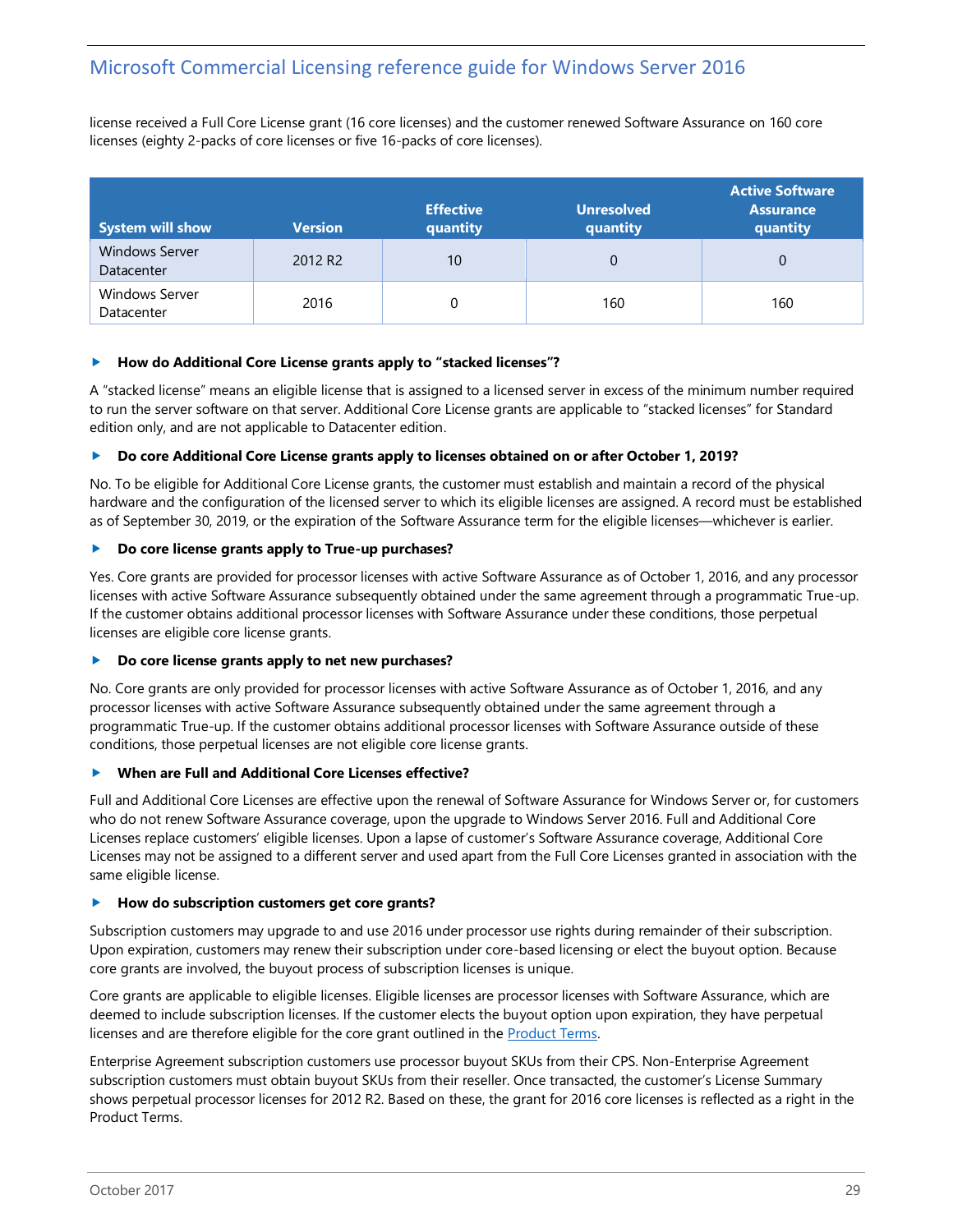license received a Full Core License grant (16 core licenses) and the customer renewed Software Assurance on 160 core licenses (eighty 2-packs of core licenses or five 16-packs of core licenses).

| System will show | Version | Effective quantity | Unresolved quantity | Active Software Assurance quantity |
|---|---|---|---|---|
| Windows Server Datacenter | 2012 R2 | 10 | 0 | 0 |
| Windows Server Datacenter | 2016 | 0 | 160 | 160 |

**How do Additional Core License grants apply to "stacked licenses"?**

A "stacked license" means an eligible license that is assigned to a licensed server in excess of the minimum number required to run the server software on that server. Additional Core License grants are applicable to "stacked licenses" for Standard edition only, and are not applicable to Datacenter edition.

**Do core Additional Core License grants apply to licenses obtained on or after October 1, 2019?**

No. To be eligible for Additional Core License grants, the customer must establish and maintain a record of the physical hardware and the configuration of the licensed server to which its eligible licenses are assigned. A record must be established as of September 30, 2019, or the expiration of the Software Assurance term for the eligible licenses—whichever is earlier.

**Do core license grants apply to True-up purchases?**

Yes. Core grants are provided for processor licenses with active Software Assurance as of October 1, 2016, and any processor licenses with active Software Assurance subsequently obtained under the same agreement through a programmatic True-up. If the customer obtains additional processor licenses with Software Assurance under these conditions, those perpetual licenses are eligible core license grants.

**Do core license grants apply to net new purchases?**

No. Core grants are only provided for processor licenses with active Software Assurance as of October 1, 2016, and any processor licenses with active Software Assurance subsequently obtained under the same agreement through a programmatic True-up. If the customer obtains additional processor licenses with Software Assurance outside of these conditions, those perpetual licenses are not eligible core license grants.

**When are Full and Additional Core Licenses effective?**

Full and Additional Core Licenses are effective upon the renewal of Software Assurance for Windows Server or, for customers who do not renew Software Assurance coverage, upon the upgrade to Windows Server 2016. Full and Additional Core Licenses replace customers' eligible licenses. Upon a lapse of customer's Software Assurance coverage, Additional Core Licenses may not be assigned to a different server and used apart from the Full Core Licenses granted in association with the same eligible license.

**How do subscription customers get core grants?**

Subscription customers may upgrade to and use 2016 under processor use rights during remainder of their subscription. Upon expiration, customers may renew their subscription under core-based licensing or elect the buyout option. Because core grants are involved, the buyout process of subscription licenses is unique.

Core grants are applicable to eligible licenses. Eligible licenses are processor licenses with Software Assurance, which are deemed to include subscription licenses. If the customer elects the buyout option upon expiration, they have perpetual licenses and are therefore eligible for the core grant outlined in the Product Terms.

Enterprise Agreement subscription customers use processor buyout SKUs from their CPS. Non-Enterprise Agreement subscription customers must obtain buyout SKUs from their reseller. Once transacted, the customer's License Summary shows perpetual processor licenses for 2012 R2. Based on these, the grant for 2016 core licenses is reflected as a right in the Product Terms.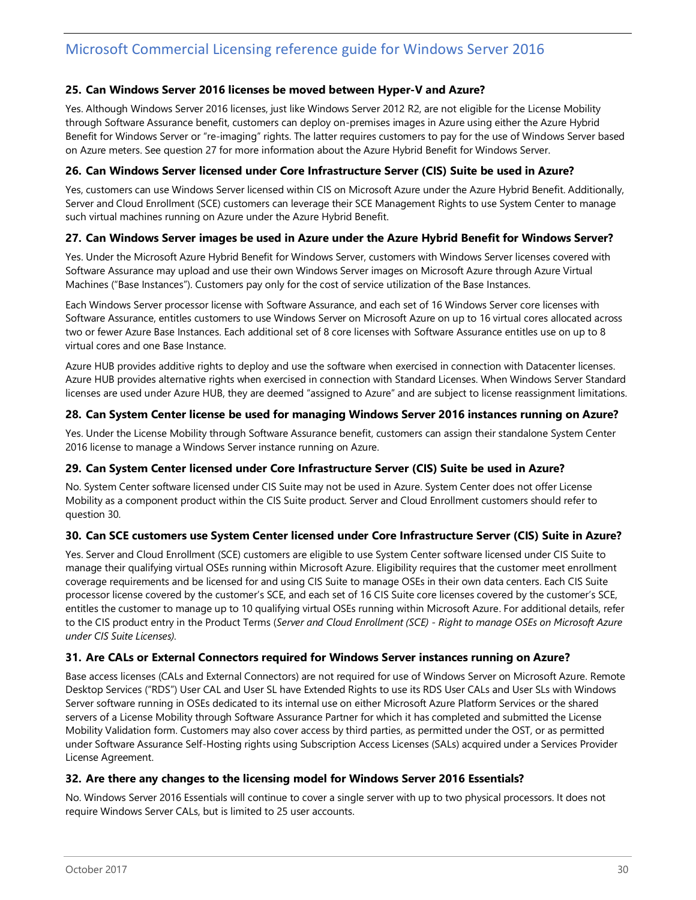### 25. Can Windows Server 2016 licenses be moved between Hyper-V and Azure?

Yes. Although Windows Server 2016 licenses, just like Windows Server 2012 R2, are not eligible for the License Mobility through Software Assurance benefit, customers can deploy on-premises images in Azure using either the Azure Hybrid Benefit for Windows Server or "re-imaging" rights. The latter requires customers to pay for the use of Windows Server based on Azure meters. See question 27 for more information about the Azure Hybrid Benefit for Windows Server.

### 26. Can Windows Server licensed under Core Infrastructure Server (CIS) Suite be used in Azure?

Yes, customers can use Windows Server licensed within CIS on Microsoft Azure under the Azure Hybrid Benefit. Additionally, Server and Cloud Enrollment (SCE) customers can leverage their SCE Management Rights to use System Center to manage such virtual machines running on Azure under the Azure Hybrid Benefit.

### 27. Can Windows Server images be used in Azure under the Azure Hybrid Benefit for Windows Server?

Yes. Under the Microsoft Azure Hybrid Benefit for Windows Server, customers with Windows Server licenses covered with Software Assurance may upload and use their own Windows Server images on Microsoft Azure through Azure Virtual Machines ("Base Instances"). Customers pay only for the cost of service utilization of the Base Instances.

Each Windows Server processor license with Software Assurance, and each set of 16 Windows Server core licenses with Software Assurance, entitles customers to use Windows Server on Microsoft Azure on up to 16 virtual cores allocated across two or fewer Azure Base Instances. Each additional set of 8 core licenses with Software Assurance entitles use on up to 8 virtual cores and one Base Instance.

Azure HUB provides additive rights to deploy and use the software when exercised in connection with Datacenter licenses. Azure HUB provides alternative rights when exercised in connection with Standard Licenses. When Windows Server Standard licenses are used under Azure HUB, they are deemed "assigned to Azure" and are subject to license reassignment limitations.

### 28. Can System Center license be used for managing Windows Server 2016 instances running on Azure?

Yes. Under the License Mobility through Software Assurance benefit, customers can assign their standalone System Center 2016 license to manage a Windows Server instance running on Azure.

### 29. Can System Center licensed under Core Infrastructure Server (CIS) Suite be used in Azure?

No. System Center software licensed under CIS Suite may not be used in Azure. System Center does not offer License Mobility as a component product within the CIS Suite product. Server and Cloud Enrollment customers should refer to question 30.

### 30. Can SCE customers use System Center licensed under Core Infrastructure Server (CIS) Suite in Azure?

Yes. Server and Cloud Enrollment (SCE) customers are eligible to use System Center software licensed under CIS Suite to manage their qualifying virtual OSEs running within Microsoft Azure. Eligibility requires that the customer meet enrollment coverage requirements and be licensed for and using CIS Suite to manage OSEs in their own data centers. Each CIS Suite processor license covered by the customer's SCE, and each set of 16 CIS Suite core licenses covered by the customer's SCE, entitles the customer to manage up to 10 qualifying virtual OSEs running within Microsoft Azure. For additional details, refer to the CIS product entry in the Product Terms (*Server and Cloud Enrollment (SCE) - Right to manage OSEs on Microsoft Azure under CIS Suite Licenses).*

### 31. Are CALs or External Connectors required for Windows Server instances running on Azure?

Base access licenses (CALs and External Connectors) are not required for use of Windows Server on Microsoft Azure. Remote Desktop Services ("RDS") User CAL and User SL have Extended Rights to use its RDS User CALs and User SLs with Windows Server software running in OSEs dedicated to its internal use on either Microsoft Azure Platform Services or the shared servers of a License Mobility through Software Assurance Partner for which it has completed and submitted the License Mobility Validation form. Customers may also cover access by third parties, as permitted under the OST, or as permitted under Software Assurance Self-Hosting rights using Subscription Access Licenses (SALs) acquired under a Services Provider License Agreement.

### 32. Are there any changes to the licensing model for Windows Server 2016 Essentials?

No. Windows Server 2016 Essentials will continue to cover a single server with up to two physical processors. It does not require Windows Server CALs, but is limited to 25 user accounts.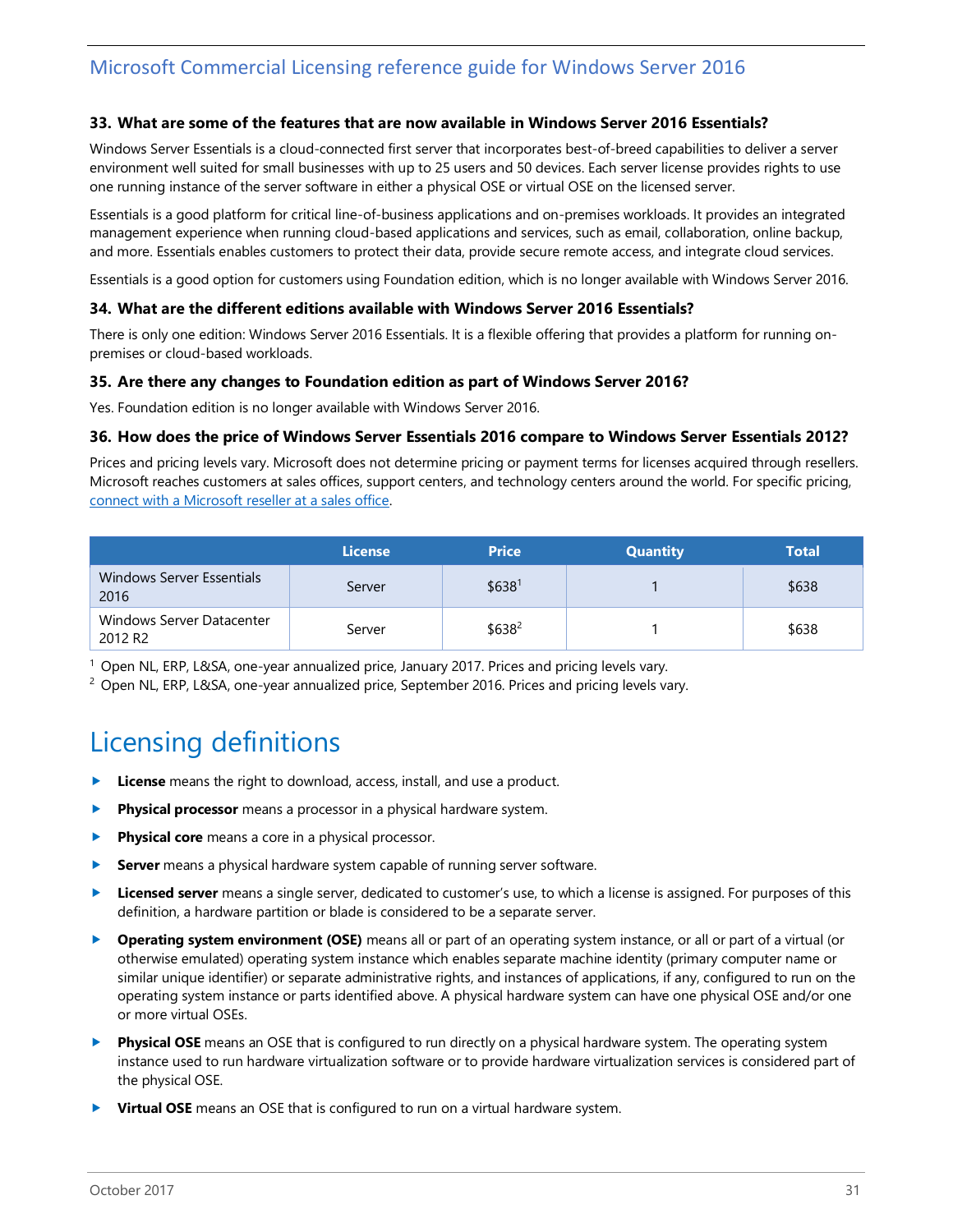**33. What are some of the features that are now available in Windows Server 2016 Essentials?**

Windows Server Essentials is a cloud-connected first server that incorporates best-of-breed capabilities to deliver a server environment well suited for small businesses with up to 25 users and 50 devices. Each server license provides rights to use one running instance of the server software in either a physical OSE or virtual OSE on the licensed server.

Essentials is a good platform for critical line-of-business applications and on-premises workloads. It provides an integrated management experience when running cloud-based applications and services, such as email, collaboration, online backup, and more. Essentials enables customers to protect their data, provide secure remote access, and integrate cloud services.

Essentials is a good option for customers using Foundation edition, which is no longer available with Windows Server 2016.

**34. What are the different editions available with Windows Server 2016 Essentials?**

There is only one edition: Windows Server 2016 Essentials. It is a flexible offering that provides a platform for running on-premises or cloud-based workloads.

**35. Are there any changes to Foundation edition as part of Windows Server 2016?**

Yes. Foundation edition is no longer available with Windows Server 2016.

**36. How does the price of Windows Server Essentials 2016 compare to Windows Server Essentials 2012?**

Prices and pricing levels vary. Microsoft does not determine pricing or payment terms for licenses acquired through resellers. Microsoft reaches customers at sales offices, support centers, and technology centers around the world. For specific pricing, connect with a Microsoft reseller at a sales office.

| | License | Price | Quantity | Total |
|---|---|---|---|---|
| Windows Server Essentials 2016 | Server | $638[1] | 1 | $638 |
| Windows Server Datacenter 2012 R2 | Server | $638[2] | 1 | $638 |

[1] Open NL, ERP, L&SA, one-year annualized price, January 2017. Prices and pricing levels vary.
[2] Open NL, ERP, L&SA, one-year annualized price, September 2016. Prices and pricing levels vary.

# Licensing definitions

- **License** means the right to download, access, install, and use a product.
- **Physical processor** means a processor in a physical hardware system.
- **Physical core** means a core in a physical processor.
- **Server** means a physical hardware system capable of running server software.
- **Licensed server** means a single server, dedicated to customer's use, to which a license is assigned. For purposes of this definition, a hardware partition or blade is considered to be a separate server.
- **Operating system environment (OSE)** means all or part of an operating system instance, or all or part of a virtual (or otherwise emulated) operating system instance which enables separate machine identity (primary computer name or similar unique identifier) or separate administrative rights, and instances of applications, if any, configured to run on the operating system instance or parts identified above. A physical hardware system can have one physical OSE and/or one or more virtual OSEs.
- **Physical OSE** means an OSE that is configured to run directly on a physical hardware system. The operating system instance used to run hardware virtualization software or to provide hardware virtualization services is considered part of the physical OSE.
- **Virtual OSE** means an OSE that is configured to run on a virtual hardware system.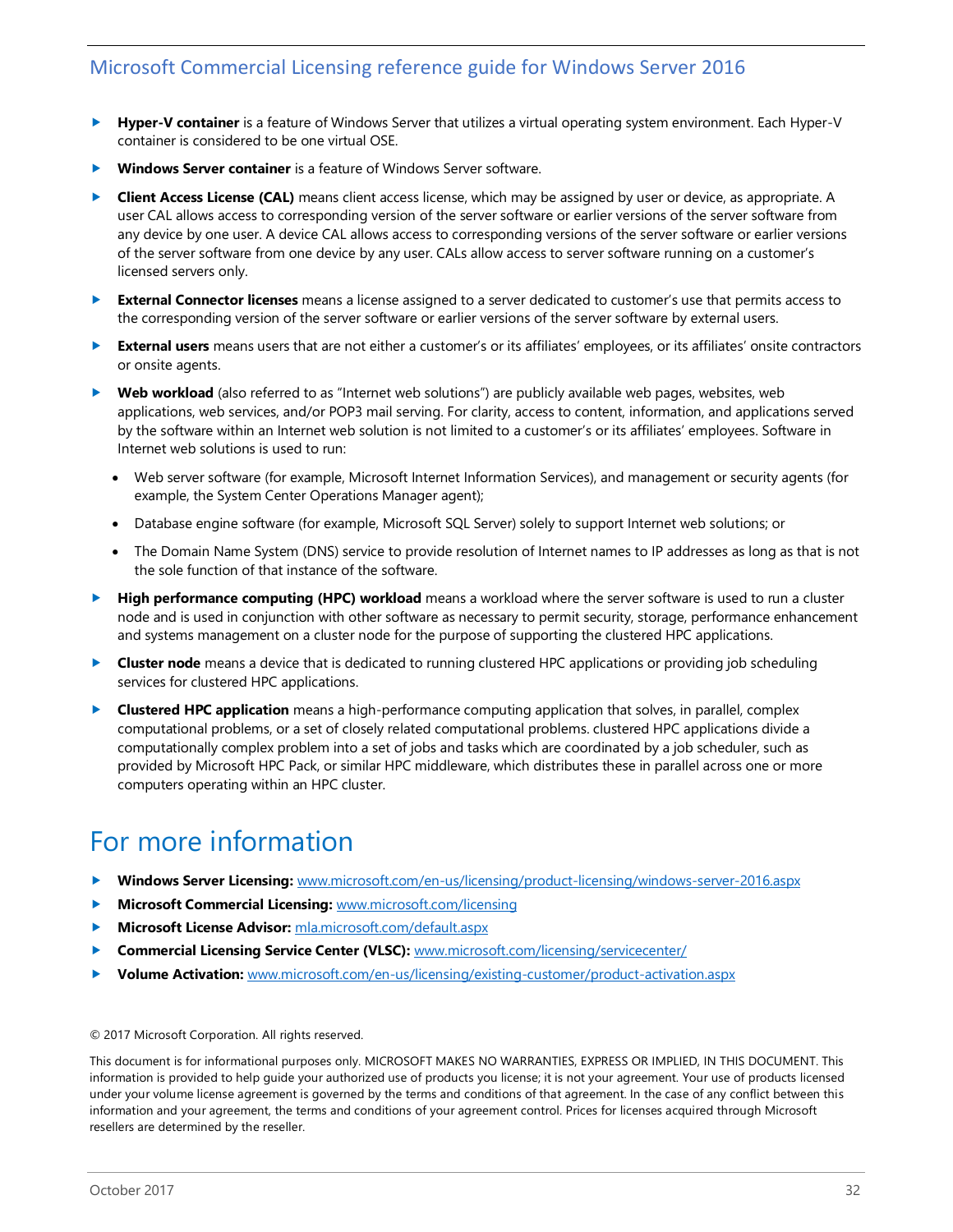- **Hyper-V container** is a feature of Windows Server that utilizes a virtual operating system environment. Each Hyper-V container is considered to be one virtual OSE.
- **Windows Server container** is a feature of Windows Server software.
- **Client Access License (CAL)** means client access license, which may be assigned by user or device, as appropriate. A user CAL allows access to corresponding version of the server software or earlier versions of the server software from any device by one user. A device CAL allows access to corresponding versions of the server software or earlier versions of the server software from one device by any user. CALs allow access to server software running on a customer's licensed servers only.
- **External Connector licenses** means a license assigned to a server dedicated to customer's use that permits access to the corresponding version of the server software or earlier versions of the server software by external users.
- **External users** means users that are not either a customer's or its affiliates' employees, or its affiliates' onsite contractors or onsite agents.
- **Web workload** (also referred to as "Internet web solutions") are publicly available web pages, websites, web applications, web services, and/or POP3 mail serving. For clarity, access to content, information, and applications served by the software within an Internet web solution is not limited to a customer's or its affiliates' employees. Software in Internet web solutions is used to run:
    - Web server software (for example, Microsoft Internet Information Services), and management or security agents (for example, the System Center Operations Manager agent);
    - Database engine software (for example, Microsoft SQL Server) solely to support Internet web solutions; or
    - The Domain Name System (DNS) service to provide resolution of Internet names to IP addresses as long as that is not the sole function of that instance of the software.
- **High performance computing (HPC) workload** means a workload where the server software is used to run a cluster node and is used in conjunction with other software as necessary to permit security, storage, performance enhancement and systems management on a cluster node for the purpose of supporting the clustered HPC applications.
- **Cluster node** means a device that is dedicated to running clustered HPC applications or providing job scheduling services for clustered HPC applications.
- **Clustered HPC application** means a high-performance computing application that solves, in parallel, complex computational problems, or a set of closely related computational problems. clustered HPC applications divide a computationally complex problem into a set of jobs and tasks which are coordinated by a job scheduler, such as provided by Microsoft HPC Pack, or similar HPC middleware, which distributes these in parallel across one or more computers operating within an HPC cluster.

# For more information

- **Windows Server Licensing:** www.microsoft.com/en-us/licensing/product-licensing/windows-server-2016.aspx
- **Microsoft Commercial Licensing:** www.microsoft.com/licensing
- **Microsoft License Advisor:** mla.microsoft.com/default.aspx
- **Commercial Licensing Service Center (VLSC):** www.microsoft.com/licensing/servicecenter/
- **Volume Activation:** www.microsoft.com/en-us/licensing/existing-customer/product-activation.aspx

© 2017 Microsoft Corporation. All rights reserved.

This document is for informational purposes only. MICROSOFT MAKES NO WARRANTIES, EXPRESS OR IMPLIED, IN THIS DOCUMENT. This information is provided to help guide your authorized use of products you license; it is not your agreement. Your use of products licensed under your volume license agreement is governed by the terms and conditions of that agreement. In the case of any conflict between this information and your agreement, the terms and conditions of your agreement control. Prices for licenses acquired through Microsoft resellers are determined by the reseller.